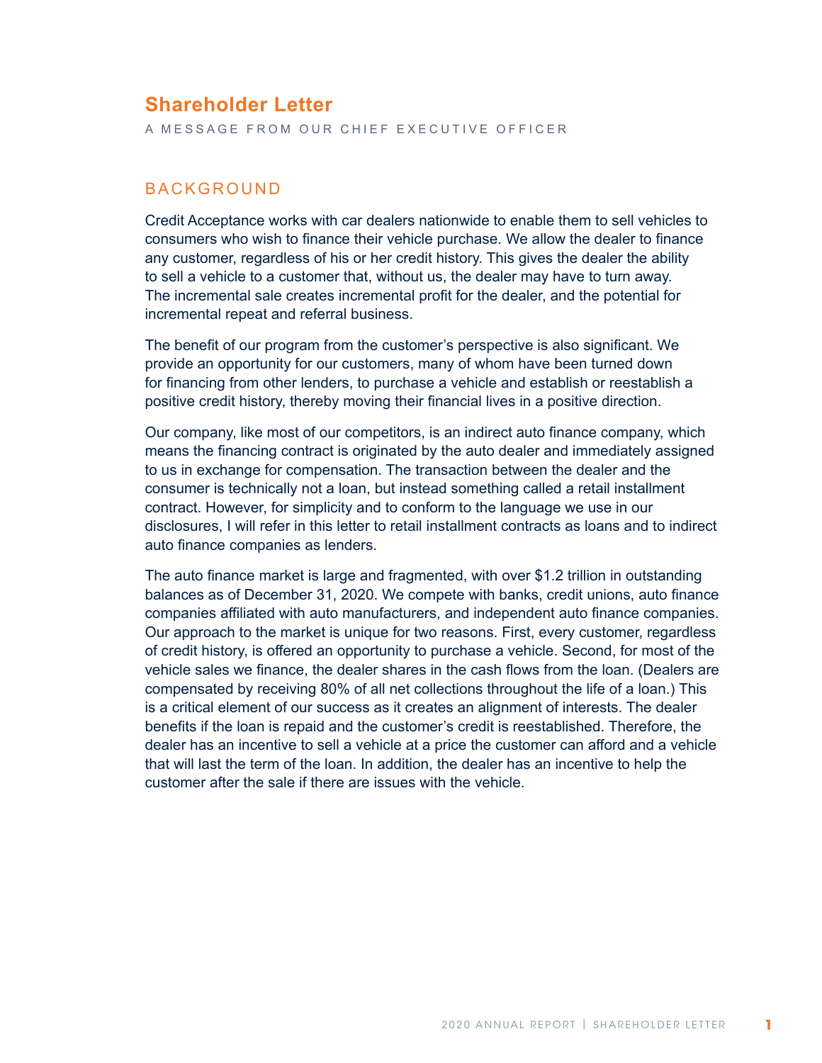# Shareholder Letter

A MESSAGE FROM OUR CHIEF EXECUTIVE OFFICER

## BACKGROUND

Credit Acceptance works with car dealers nationwide to enable them to sell vehicles to consumers who wish to finance their vehicle purchase. We allow the dealer to finance any customer, regardless of his or her credit history. This gives the dealer the ability to sell a vehicle to a customer that, without us, the dealer may have to turn away. The incremental sale creates incremental profit for the dealer, and the potential for incremental repeat and referral business.

The benefit of our program from the customer's perspective is also significant. We provide an opportunity for our customers, many of whom have been turned down for financing from other lenders, to purchase a vehicle and establish or reestablish a positive credit history, thereby moving their financial lives in a positive direction.

Our company, like most of our competitors, is an indirect auto finance company, which means the financing contract is originated by the auto dealer and immediately assigned to us in exchange for compensation. The transaction between the dealer and the consumer is technically not a loan, but instead something called a retail installment contract. However, for simplicity and to conform to the language we use in our disclosures, I will refer in this letter to retail installment contracts as loans and to indirect auto finance companies as lenders.

The auto finance market is large and fragmented, with over $1.2 trillion in outstanding balances as of December 31, 2020. We compete with banks, credit unions, auto finance companies affiliated with auto manufacturers, and independent auto finance companies. Our approach to the market is unique for two reasons. First, every customer, regardless of credit history, is offered an opportunity to purchase a vehicle. Second, for most of the vehicle sales we finance, the dealer shares in the cash flows from the loan. (Dealers are compensated by receiving 80% of all net collections throughout the life of a loan.) This is a critical element of our success as it creates an alignment of interests. The dealer benefits if the loan is repaid and the customer's credit is reestablished. Therefore, the dealer has an incentive to sell a vehicle at a price the customer can afford and a vehicle that will last the term of the loan. In addition, the dealer has an incentive to help the customer after the sale if there are issues with the vehicle.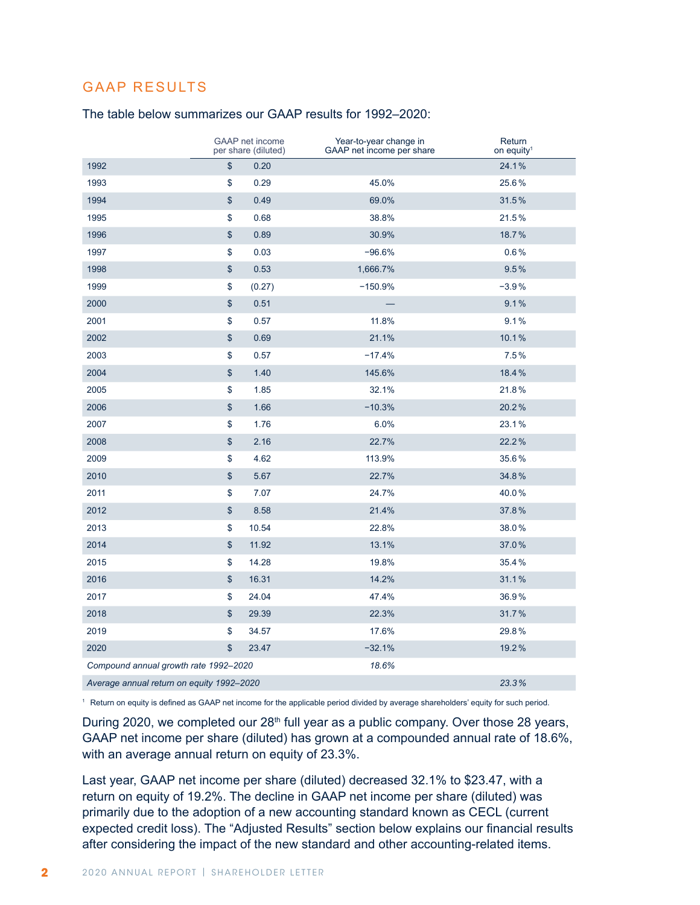## GAAP RESULTS

The table below summarizes our GAAP results for 1992–2020:

| | GAAP net income per share (diluted) | Year-to-year change in GAAP net income per share | Return on equity[1] |
|---|---|---|---|
| 1992 | $ 0.20 | | 24.1% |
| 1993 | $ 0.29 | 45.0% | 25.6% |
| 1994 | $ 0.49 | 69.0% | 31.5% |
| 1995 | $ 0.68 | 38.8% | 21.5% |
| 1996 | $ 0.89 | 30.9% | 18.7% |
| 1997 | $ 0.03 | −96.6% | 0.6% |
| 1998 | $ 0.53 | 1,666.7% | 9.5% |
| 1999 | $ (0.27) | −150.9% | −3.9% |
| 2000 | $ 0.51 | — | 9.1% |
| 2001 | $ 0.57 | 11.8% | 9.1% |
| 2002 | $ 0.69 | 21.1% | 10.1% |
| 2003 | $ 0.57 | −17.4% | 7.5% |
| 2004 | $ 1.40 | 145.6% | 18.4% |
| 2005 | $ 1.85 | 32.1% | 21.8% |
| 2006 | $ 1.66 | −10.3% | 20.2% |
| 2007 | $ 1.76 | 6.0% | 23.1% |
| 2008 | $ 2.16 | 22.7% | 22.2% |
| 2009 | $ 4.62 | 113.9% | 35.6% |
| 2010 | $ 5.67 | 22.7% | 34.8% |
| 2011 | $ 7.07 | 24.7% | 40.0% |
| 2012 | $ 8.58 | 21.4% | 37.8% |
| 2013 | $ 10.54 | 22.8% | 38.0% |
| 2014 | $ 11.92 | 13.1% | 37.0% |
| 2015 | $ 14.28 | 19.8% | 35.4% |
| 2016 | $ 16.31 | 14.2% | 31.1% |
| 2017 | $ 24.04 | 47.4% | 36.9% |
| 2018 | $ 29.39 | 22.3% | 31.7% |
| 2019 | $ 34.57 | 17.6% | 29.8% |
| 2020 | $ 23.47 | −32.1% | 19.2% |
| *Compound annual growth rate 1992–2020* | | *18.6%* | |
| *Average annual return on equity 1992–2020* | | | *23.3%* |

[1] Return on equity is defined as GAAP net income for the applicable period divided by average shareholders' equity for such period.

During 2020, we completed our 28th full year as a public company. Over those 28 years, GAAP net income per share (diluted) has grown at a compounded annual rate of 18.6%, with an average annual return on equity of 23.3%.

Last year, GAAP net income per share (diluted) decreased 32.1% to $23.47, with a return on equity of 19.2%. The decline in GAAP net income per share (diluted) was primarily due to the adoption of a new accounting standard known as CECL (current expected credit loss). The "Adjusted Results" section below explains our financial results after considering the impact of the new standard and other accounting-related items.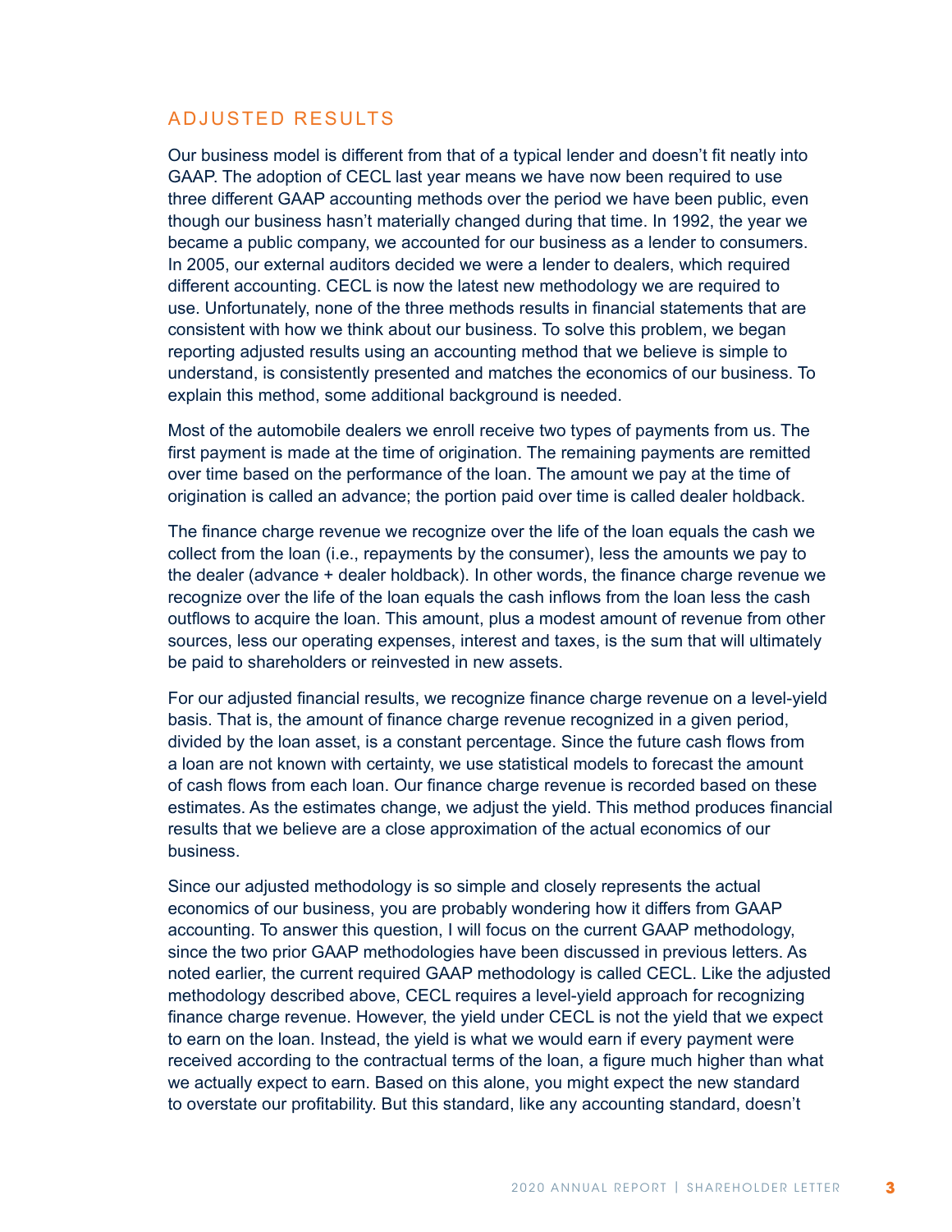## ADJUSTED RESULTS

Our business model is different from that of a typical lender and doesn't fit neatly into GAAP. The adoption of CECL last year means we have now been required to use three different GAAP accounting methods over the period we have been public, even though our business hasn't materially changed during that time. In 1992, the year we became a public company, we accounted for our business as a lender to consumers. In 2005, our external auditors decided we were a lender to dealers, which required different accounting. CECL is now the latest new methodology we are required to use. Unfortunately, none of the three methods results in financial statements that are consistent with how we think about our business. To solve this problem, we began reporting adjusted results using an accounting method that we believe is simple to understand, is consistently presented and matches the economics of our business. To explain this method, some additional background is needed.

Most of the automobile dealers we enroll receive two types of payments from us. The first payment is made at the time of origination. The remaining payments are remitted over time based on the performance of the loan. The amount we pay at the time of origination is called an advance; the portion paid over time is called dealer holdback.

The finance charge revenue we recognize over the life of the loan equals the cash we collect from the loan (i.e., repayments by the consumer), less the amounts we pay to the dealer (advance + dealer holdback). In other words, the finance charge revenue we recognize over the life of the loan equals the cash inflows from the loan less the cash outflows to acquire the loan. This amount, plus a modest amount of revenue from other sources, less our operating expenses, interest and taxes, is the sum that will ultimately be paid to shareholders or reinvested in new assets.

For our adjusted financial results, we recognize finance charge revenue on a level-yield basis. That is, the amount of finance charge revenue recognized in a given period, divided by the loan asset, is a constant percentage. Since the future cash flows from a loan are not known with certainty, we use statistical models to forecast the amount of cash flows from each loan. Our finance charge revenue is recorded based on these estimates. As the estimates change, we adjust the yield. This method produces financial results that we believe are a close approximation of the actual economics of our business.

Since our adjusted methodology is so simple and closely represents the actual economics of our business, you are probably wondering how it differs from GAAP accounting. To answer this question, I will focus on the current GAAP methodology, since the two prior GAAP methodologies have been discussed in previous letters. As noted earlier, the current required GAAP methodology is called CECL. Like the adjusted methodology described above, CECL requires a level-yield approach for recognizing finance charge revenue. However, the yield under CECL is not the yield that we expect to earn on the loan. Instead, the yield is what we would earn if every payment were received according to the contractual terms of the loan, a figure much higher than what we actually expect to earn. Based on this alone, you might expect the new standard to overstate our profitability. But this standard, like any accounting standard, doesn't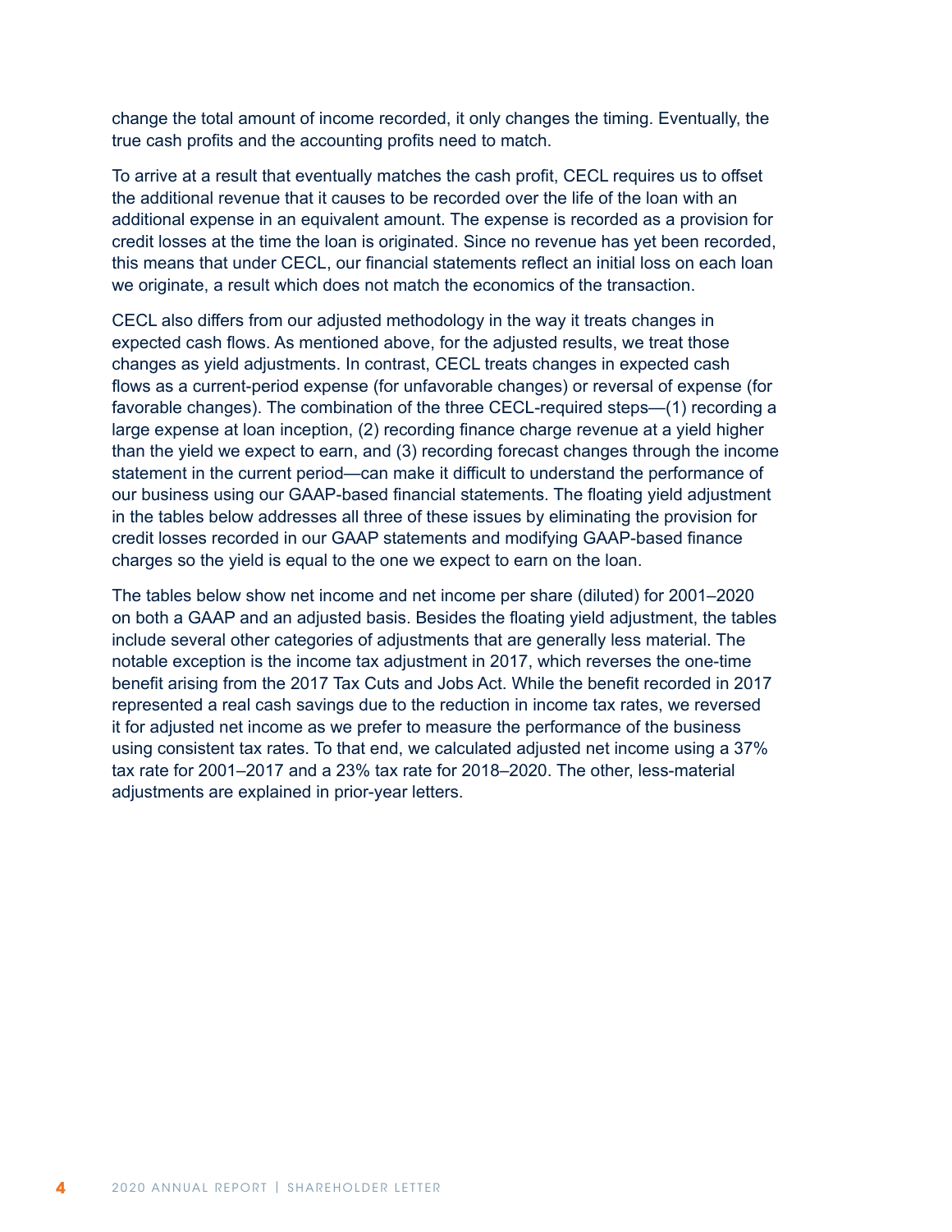change the total amount of income recorded, it only changes the timing. Eventually, the true cash profits and the accounting profits need to match.

To arrive at a result that eventually matches the cash profit, CECL requires us to offset the additional revenue that it causes to be recorded over the life of the loan with an additional expense in an equivalent amount. The expense is recorded as a provision for credit losses at the time the loan is originated. Since no revenue has yet been recorded, this means that under CECL, our financial statements reflect an initial loss on each loan we originate, a result which does not match the economics of the transaction.

CECL also differs from our adjusted methodology in the way it treats changes in expected cash flows. As mentioned above, for the adjusted results, we treat those changes as yield adjustments. In contrast, CECL treats changes in expected cash flows as a current-period expense (for unfavorable changes) or reversal of expense (for favorable changes). The combination of the three CECL-required steps—(1) recording a large expense at loan inception, (2) recording finance charge revenue at a yield higher than the yield we expect to earn, and (3) recording forecast changes through the income statement in the current period—can make it difficult to understand the performance of our business using our GAAP-based financial statements. The floating yield adjustment in the tables below addresses all three of these issues by eliminating the provision for credit losses recorded in our GAAP statements and modifying GAAP-based finance charges so the yield is equal to the one we expect to earn on the loan.

The tables below show net income and net income per share (diluted) for 2001–2020 on both a GAAP and an adjusted basis. Besides the floating yield adjustment, the tables include several other categories of adjustments that are generally less material. The notable exception is the income tax adjustment in 2017, which reverses the one-time benefit arising from the 2017 Tax Cuts and Jobs Act. While the benefit recorded in 2017 represented a real cash savings due to the reduction in income tax rates, we reversed it for adjusted net income as we prefer to measure the performance of the business using consistent tax rates. To that end, we calculated adjusted net income using a 37% tax rate for 2001–2017 and a 23% tax rate for 2018–2020. The other, less-material adjustments are explained in prior-year letters.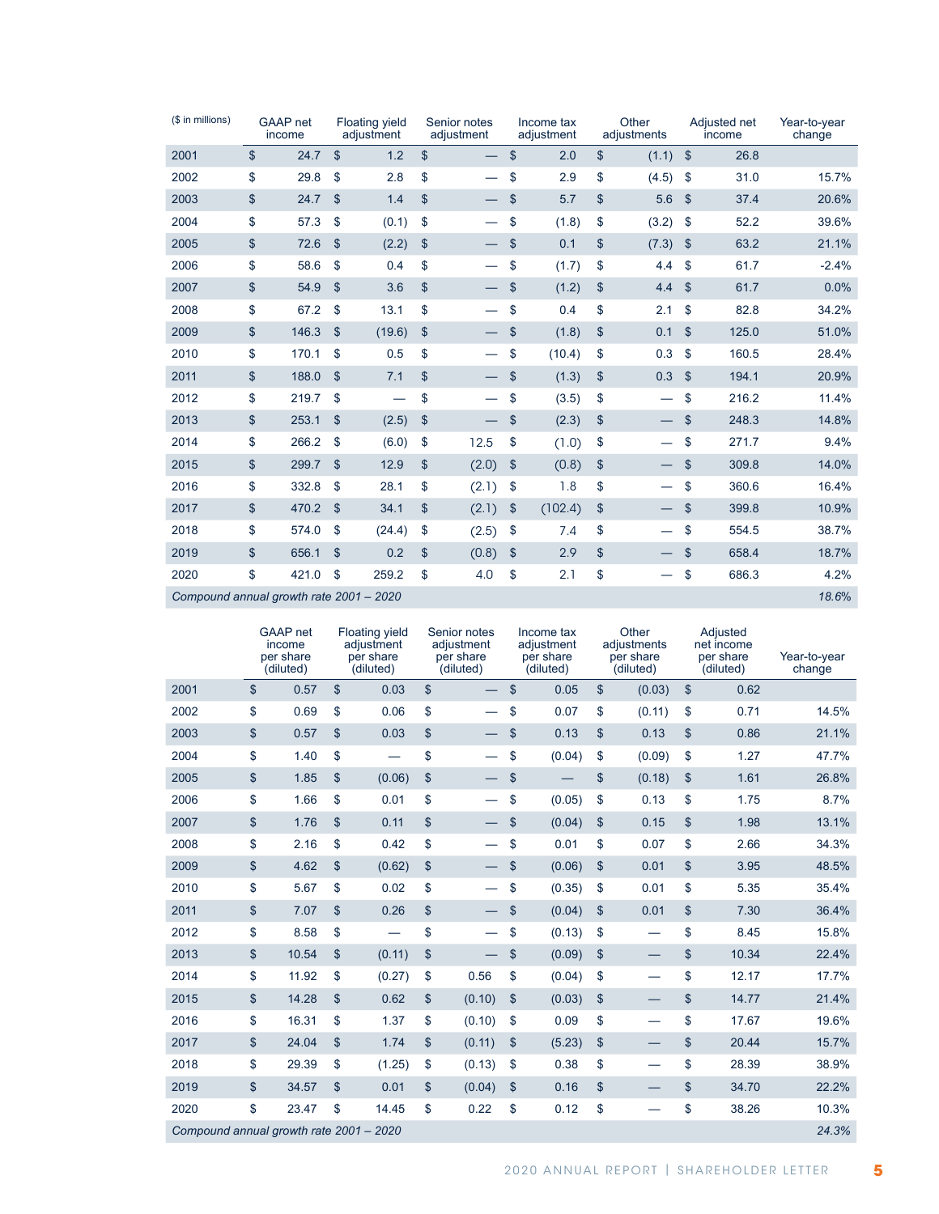| ($ in millions) | GAAP net income | Floating yield adjustment | Senior notes adjustment | Income tax adjustment | Other adjustments | Adjusted net income | Year-to-year change |
|---|---|---|---|---|---|---|---|
| 2001 | $ 24.7 | $ 1.2 | $ — | $ 2.0 | $ (1.1) | $ 26.8 | |
| 2002 | $ 29.8 | $ 2.8 | $ — | $ 2.9 | $ (4.5) | $ 31.0 | 15.7% |
| 2003 | $ 24.7 | $ 1.4 | $ — | $ 5.7 | $ 5.6 | $ 37.4 | 20.6% |
| 2004 | $ 57.3 | $ (0.1) | $ — | $ (1.8) | $ (3.2) | $ 52.2 | 39.6% |
| 2005 | $ 72.6 | $ (2.2) | $ — | $ 0.1 | $ (7.3) | $ 63.2 | 21.1% |
| 2006 | $ 58.6 | $ 0.4 | $ — | $ (1.7) | $ 4.4 | $ 61.7 | -2.4% |
| 2007 | $ 54.9 | $ 3.6 | $ — | $ (1.2) | $ 4.4 | $ 61.7 | 0.0% |
| 2008 | $ 67.2 | $ 13.1 | $ — | $ 0.4 | $ 2.1 | $ 82.8 | 34.2% |
| 2009 | $ 146.3 | $ (19.6) | $ — | $ (1.8) | $ 0.1 | $ 125.0 | 51.0% |
| 2010 | $ 170.1 | $ 0.5 | $ — | $ (10.4) | $ 0.3 | $ 160.5 | 28.4% |
| 2011 | $ 188.0 | $ 7.1 | $ — | $ (1.3) | $ 0.3 | $ 194.1 | 20.9% |
| 2012 | $ 219.7 | $ — | $ — | $ (3.5) | $ — | $ 216.2 | 11.4% |
| 2013 | $ 253.1 | $ (2.5) | $ — | $ (2.3) | $ — | $ 248.3 | 14.8% |
| 2014 | $ 266.2 | $ (6.0) | $ 12.5 | $ (1.0) | $ — | $ 271.7 | 9.4% |
| 2015 | $ 299.7 | $ 12.9 | $ (2.0) | $ (0.8) | $ — | $ 309.8 | 14.0% |
| 2016 | $ 332.8 | $ 28.1 | $ (2.1) | $ 1.8 | $ — | $ 360.6 | 16.4% |
| 2017 | $ 470.2 | $ 34.1 | $ (2.1) | $ (102.4) | $ — | $ 399.8 | 10.9% |
| 2018 | $ 574.0 | $ (24.4) | $ (2.5) | $ 7.4 | $ — | $ 554.5 | 38.7% |
| 2019 | $ 656.1 | $ 0.2 | $ (0.8) | $ 2.9 | $ — | $ 658.4 | 18.7% |
| 2020 | $ 421.0 | $ 259.2 | $ 4.0 | $ 2.1 | $ — | $ 686.3 | 4.2% |
| *Compound annual growth rate 2001 – 2020* | | | | | | | *18.6%* |

| | GAAP net income per share (diluted) | Floating yield adjustment per share (diluted) | Senior notes adjustment per share (diluted) | Income tax adjustment per share (diluted) | Other adjustments per share (diluted) | Adjusted net income per share (diluted) | Year-to-year change |
|---|---|---|---|---|---|---|---|
| 2001 | $ 0.57 | $ 0.03 | $ — | $ 0.05 | $ (0.03) | $ 0.62 | |
| 2002 | $ 0.69 | $ 0.06 | $ — | $ 0.07 | $ (0.11) | $ 0.71 | 14.5% |
| 2003 | $ 0.57 | $ 0.03 | $ — | $ 0.13 | $ 0.13 | $ 0.86 | 21.1% |
| 2004 | $ 1.40 | $ — | $ — | $ (0.04) | $ (0.09) | $ 1.27 | 47.7% |
| 2005 | $ 1.85 | $ (0.06) | $ — | $ — | $ (0.18) | $ 1.61 | 26.8% |
| 2006 | $ 1.66 | $ 0.01 | $ — | $ (0.05) | $ 0.13 | $ 1.75 | 8.7% |
| 2007 | $ 1.76 | $ 0.11 | $ — | $ (0.04) | $ 0.15 | $ 1.98 | 13.1% |
| 2008 | $ 2.16 | $ 0.42 | $ — | $ 0.01 | $ 0.07 | $ 2.66 | 34.3% |
| 2009 | $ 4.62 | $ (0.62) | $ — | $ (0.06) | $ 0.01 | $ 3.95 | 48.5% |
| 2010 | $ 5.67 | $ 0.02 | $ — | $ (0.35) | $ 0.01 | $ 5.35 | 35.4% |
| 2011 | $ 7.07 | $ 0.26 | $ — | $ (0.04) | $ 0.01 | $ 7.30 | 36.4% |
| 2012 | $ 8.58 | $ — | $ — | $ (0.13) | $ — | $ 8.45 | 15.8% |
| 2013 | $ 10.54 | $ (0.11) | $ — | $ (0.09) | $ — | $ 10.34 | 22.4% |
| 2014 | $ 11.92 | $ (0.27) | $ 0.56 | $ (0.04) | $ — | $ 12.17 | 17.7% |
| 2015 | $ 14.28 | $ 0.62 | $ (0.10) | $ (0.03) | $ — | $ 14.77 | 21.4% |
| 2016 | $ 16.31 | $ 1.37 | $ (0.10) | $ 0.09 | $ — | $ 17.67 | 19.6% |
| 2017 | $ 24.04 | $ 1.74 | $ (0.11) | $ (5.23) | $ — | $ 20.44 | 15.7% |
| 2018 | $ 29.39 | $ (1.25) | $ (0.13) | $ 0.38 | $ — | $ 28.39 | 38.9% |
| 2019 | $ 34.57 | $ 0.01 | $ (0.04) | $ 0.16 | $ — | $ 34.70 | 22.2% |
| 2020 | $ 23.47 | $ 14.45 | $ 0.22 | $ 0.12 | $ — | $ 38.26 | 10.3% |
| *Compound annual growth rate 2001 – 2020* | | | | | | | *24.3%* |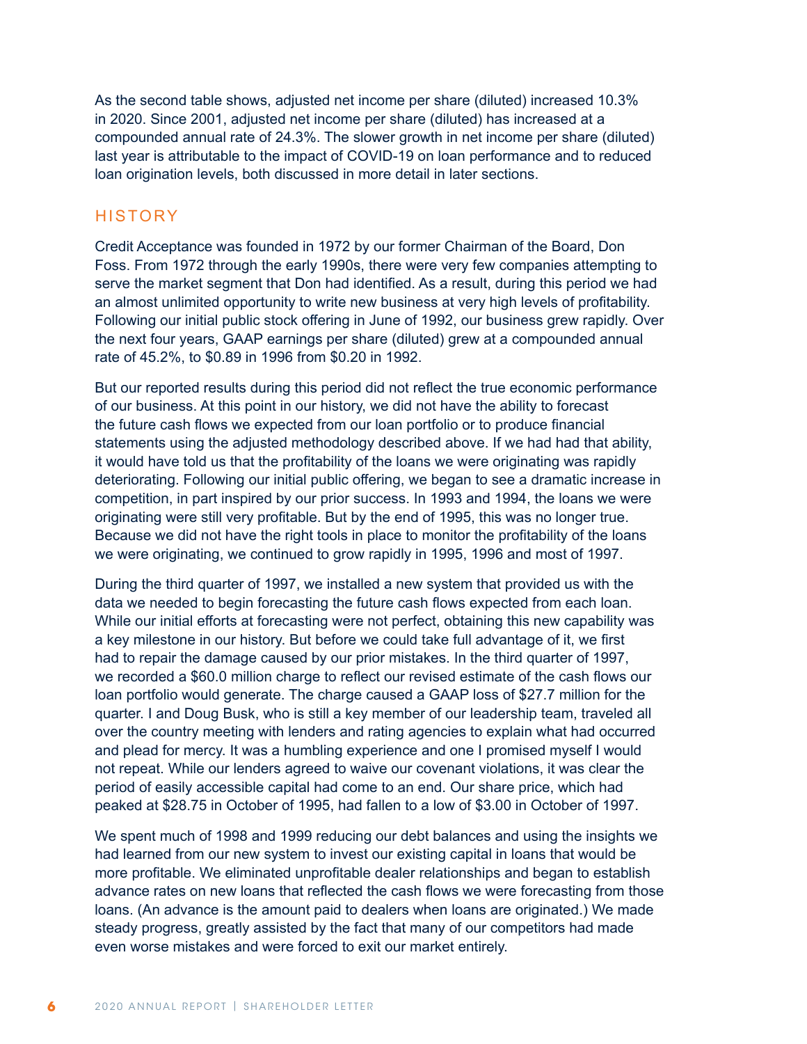As the second table shows, adjusted net income per share (diluted) increased 10.3% in 2020. Since 2001, adjusted net income per share (diluted) has increased at a compounded annual rate of 24.3%. The slower growth in net income per share (diluted) last year is attributable to the impact of COVID-19 on loan performance and to reduced loan origination levels, both discussed in more detail in later sections.

## HISTORY

Credit Acceptance was founded in 1972 by our former Chairman of the Board, Don Foss. From 1972 through the early 1990s, there were very few companies attempting to serve the market segment that Don had identified. As a result, during this period we had an almost unlimited opportunity to write new business at very high levels of profitability. Following our initial public stock offering in June of 1992, our business grew rapidly. Over the next four years, GAAP earnings per share (diluted) grew at a compounded annual rate of 45.2%, to $0.89 in 1996 from $0.20 in 1992.

But our reported results during this period did not reflect the true economic performance of our business. At this point in our history, we did not have the ability to forecast the future cash flows we expected from our loan portfolio or to produce financial statements using the adjusted methodology described above. If we had had that ability, it would have told us that the profitability of the loans we were originating was rapidly deteriorating. Following our initial public offering, we began to see a dramatic increase in competition, in part inspired by our prior success. In 1993 and 1994, the loans we were originating were still very profitable. But by the end of 1995, this was no longer true. Because we did not have the right tools in place to monitor the profitability of the loans we were originating, we continued to grow rapidly in 1995, 1996 and most of 1997.

During the third quarter of 1997, we installed a new system that provided us with the data we needed to begin forecasting the future cash flows expected from each loan. While our initial efforts at forecasting were not perfect, obtaining this new capability was a key milestone in our history. But before we could take full advantage of it, we first had to repair the damage caused by our prior mistakes. In the third quarter of 1997, we recorded a $60.0 million charge to reflect our revised estimate of the cash flows our loan portfolio would generate. The charge caused a GAAP loss of $27.7 million for the quarter. I and Doug Busk, who is still a key member of our leadership team, traveled all over the country meeting with lenders and rating agencies to explain what had occurred and plead for mercy. It was a humbling experience and one I promised myself I would not repeat. While our lenders agreed to waive our covenant violations, it was clear the period of easily accessible capital had come to an end. Our share price, which had peaked at $28.75 in October of 1995, had fallen to a low of $3.00 in October of 1997.

We spent much of 1998 and 1999 reducing our debt balances and using the insights we had learned from our new system to invest our existing capital in loans that would be more profitable. We eliminated unprofitable dealer relationships and began to establish advance rates on new loans that reflected the cash flows we were forecasting from those loans. (An advance is the amount paid to dealers when loans are originated.) We made steady progress, greatly assisted by the fact that many of our competitors had made even worse mistakes and were forced to exit our market entirely.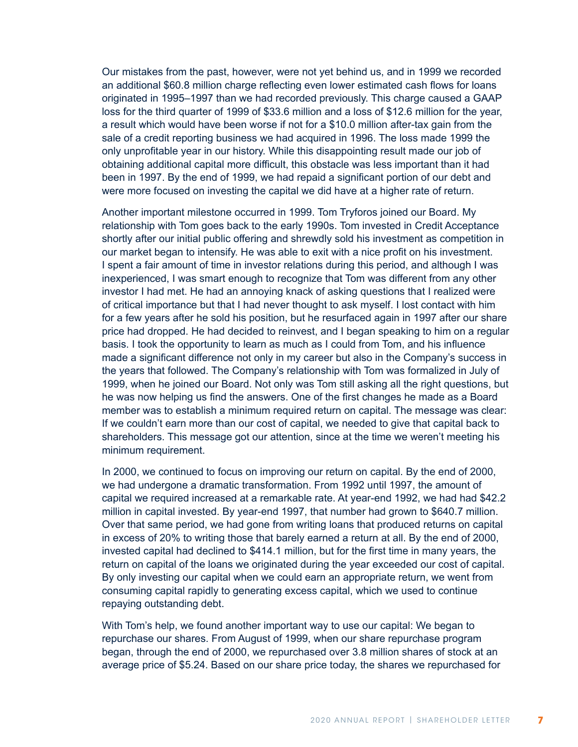Our mistakes from the past, however, were not yet behind us, and in 1999 we recorded an additional $60.8 million charge reflecting even lower estimated cash flows for loans originated in 1995–1997 than we had recorded previously. This charge caused a GAAP loss for the third quarter of 1999 of $33.6 million and a loss of $12.6 million for the year, a result which would have been worse if not for a $10.0 million after-tax gain from the sale of a credit reporting business we had acquired in 1996. The loss made 1999 the only unprofitable year in our history. While this disappointing result made our job of obtaining additional capital more difficult, this obstacle was less important than it had been in 1997. By the end of 1999, we had repaid a significant portion of our debt and were more focused on investing the capital we did have at a higher rate of return.

Another important milestone occurred in 1999. Tom Tryforos joined our Board. My relationship with Tom goes back to the early 1990s. Tom invested in Credit Acceptance shortly after our initial public offering and shrewdly sold his investment as competition in our market began to intensify. He was able to exit with a nice profit on his investment. I spent a fair amount of time in investor relations during this period, and although I was inexperienced, I was smart enough to recognize that Tom was different from any other investor I had met. He had an annoying knack of asking questions that I realized were of critical importance but that I had never thought to ask myself. I lost contact with him for a few years after he sold his position, but he resurfaced again in 1997 after our share price had dropped. He had decided to reinvest, and I began speaking to him on a regular basis. I took the opportunity to learn as much as I could from Tom, and his influence made a significant difference not only in my career but also in the Company's success in the years that followed. The Company's relationship with Tom was formalized in July of 1999, when he joined our Board. Not only was Tom still asking all the right questions, but he was now helping us find the answers. One of the first changes he made as a Board member was to establish a minimum required return on capital. The message was clear: If we couldn't earn more than our cost of capital, we needed to give that capital back to shareholders. This message got our attention, since at the time we weren't meeting his minimum requirement.

In 2000, we continued to focus on improving our return on capital. By the end of 2000, we had undergone a dramatic transformation. From 1992 until 1997, the amount of capital we required increased at a remarkable rate. At year-end 1992, we had had $42.2 million in capital invested. By year-end 1997, that number had grown to $640.7 million. Over that same period, we had gone from writing loans that produced returns on capital in excess of 20% to writing those that barely earned a return at all. By the end of 2000, invested capital had declined to $414.1 million, but for the first time in many years, the return on capital of the loans we originated during the year exceeded our cost of capital. By only investing our capital when we could earn an appropriate return, we went from consuming capital rapidly to generating excess capital, which we used to continue repaying outstanding debt.

With Tom's help, we found another important way to use our capital: We began to repurchase our shares. From August of 1999, when our share repurchase program began, through the end of 2000, we repurchased over 3.8 million shares of stock at an average price of $5.24. Based on our share price today, the shares we repurchased for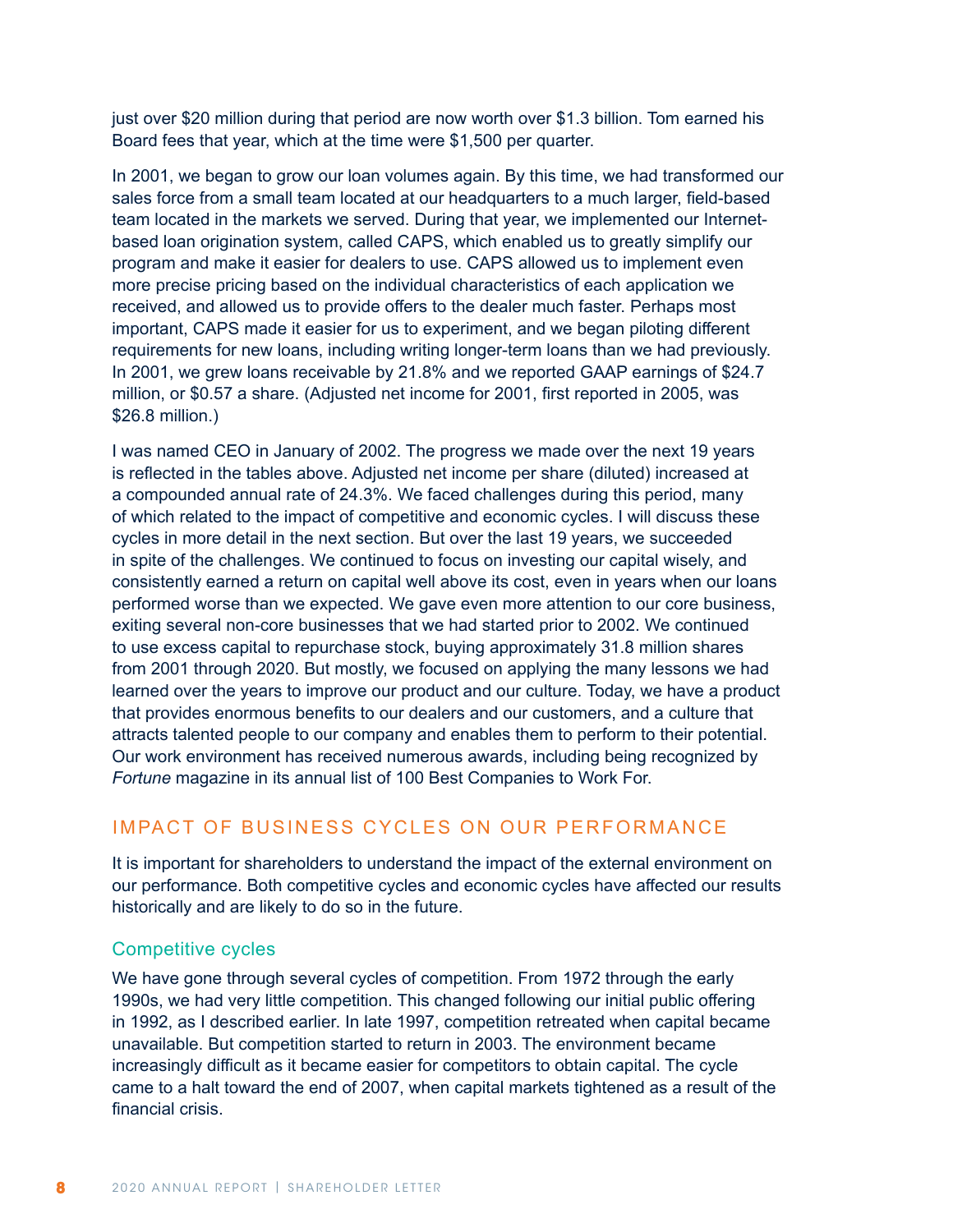just over $20 million during that period are now worth over $1.3 billion. Tom earned his Board fees that year, which at the time were $1,500 per quarter.

In 2001, we began to grow our loan volumes again. By this time, we had transformed our sales force from a small team located at our headquarters to a much larger, field-based team located in the markets we served. During that year, we implemented our Internet-based loan origination system, called CAPS, which enabled us to greatly simplify our program and make it easier for dealers to use. CAPS allowed us to implement even more precise pricing based on the individual characteristics of each application we received, and allowed us to provide offers to the dealer much faster. Perhaps most important, CAPS made it easier for us to experiment, and we began piloting different requirements for new loans, including writing longer-term loans than we had previously. In 2001, we grew loans receivable by 21.8% and we reported GAAP earnings of $24.7 million, or $0.57 a share. (Adjusted net income for 2001, first reported in 2005, was $26.8 million.)

I was named CEO in January of 2002. The progress we made over the next 19 years is reflected in the tables above. Adjusted net income per share (diluted) increased at a compounded annual rate of 24.3%. We faced challenges during this period, many of which related to the impact of competitive and economic cycles. I will discuss these cycles in more detail in the next section. But over the last 19 years, we succeeded in spite of the challenges. We continued to focus on investing our capital wisely, and consistently earned a return on capital well above its cost, even in years when our loans performed worse than we expected. We gave even more attention to our core business, exiting several non-core businesses that we had started prior to 2002. We continued to use excess capital to repurchase stock, buying approximately 31.8 million shares from 2001 through 2020. But mostly, we focused on applying the many lessons we had learned over the years to improve our product and our culture. Today, we have a product that provides enormous benefits to our dealers and our customers, and a culture that attracts talented people to our company and enables them to perform to their potential. Our work environment has received numerous awards, including being recognized by *Fortune* magazine in its annual list of 100 Best Companies to Work For.

## IMPACT OF BUSINESS CYCLES ON OUR PERFORMANCE

It is important for shareholders to understand the impact of the external environment on our performance. Both competitive cycles and economic cycles have affected our results historically and are likely to do so in the future.

### Competitive cycles

We have gone through several cycles of competition. From 1972 through the early 1990s, we had very little competition. This changed following our initial public offering in 1992, as I described earlier. In late 1997, competition retreated when capital became unavailable. But competition started to return in 2003. The environment became increasingly difficult as it became easier for competitors to obtain capital. The cycle came to a halt toward the end of 2007, when capital markets tightened as a result of the financial crisis.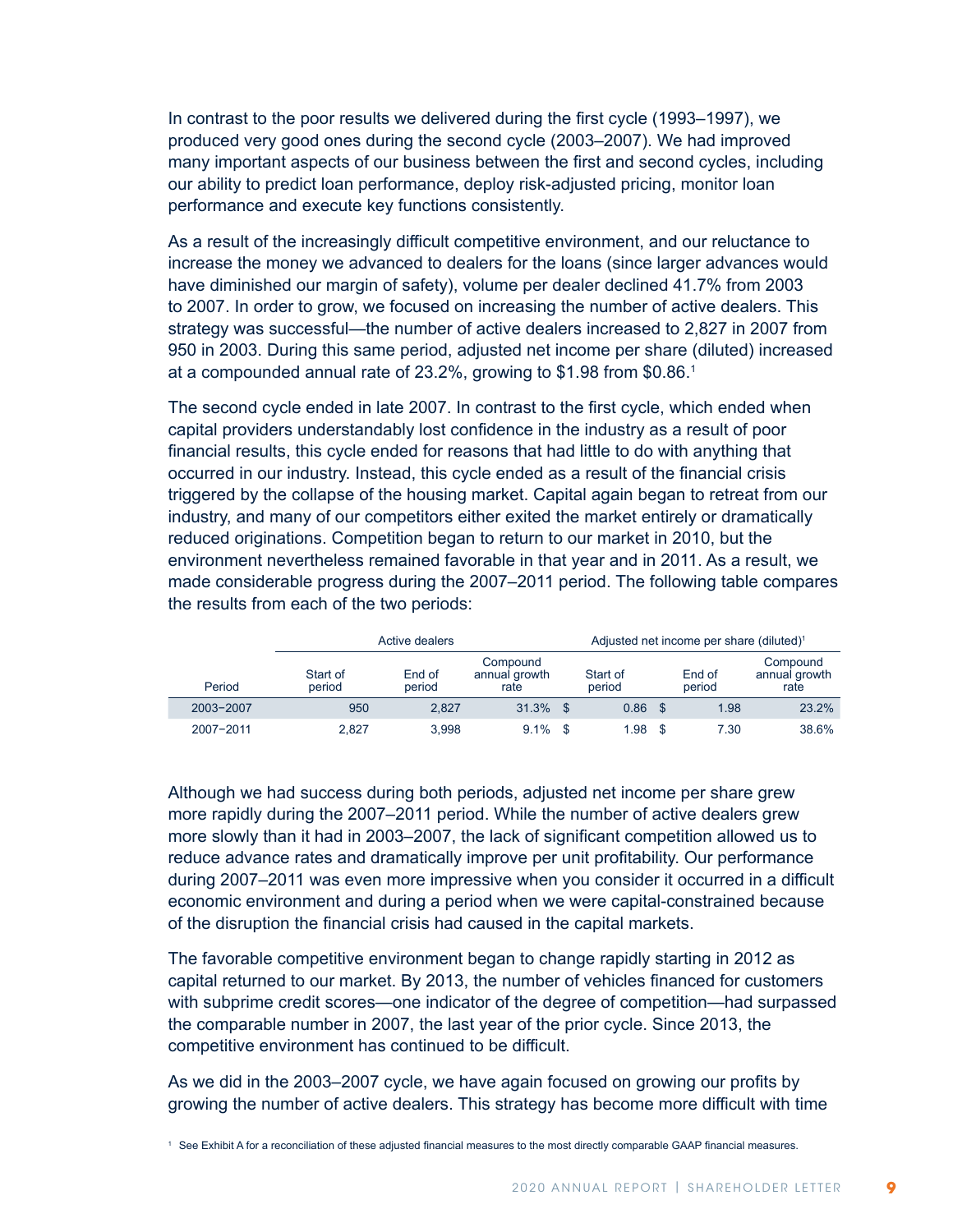In contrast to the poor results we delivered during the first cycle (1993–1997), we produced very good ones during the second cycle (2003–2007). We had improved many important aspects of our business between the first and second cycles, including our ability to predict loan performance, deploy risk-adjusted pricing, monitor loan performance and execute key functions consistently.

As a result of the increasingly difficult competitive environment, and our reluctance to increase the money we advanced to dealers for the loans (since larger advances would have diminished our margin of safety), volume per dealer declined 41.7% from 2003 to 2007. In order to grow, we focused on increasing the number of active dealers. This strategy was successful—the number of active dealers increased to 2,827 in 2007 from 950 in 2003. During this same period, adjusted net income per share (diluted) increased at a compounded annual rate of 23.2%, growing to $1.98 from $0.86.[1]

The second cycle ended in late 2007. In contrast to the first cycle, which ended when capital providers understandably lost confidence in the industry as a result of poor financial results, this cycle ended for reasons that had little to do with anything that occurred in our industry. Instead, this cycle ended as a result of the financial crisis triggered by the collapse of the housing market. Capital again began to retreat from our industry, and many of our competitors either exited the market entirely or dramatically reduced originations. Competition began to return to our market in 2010, but the environment nevertheless remained favorable in that year and in 2011. As a result, we made considerable progress during the 2007–2011 period. The following table compares the results from each of the two periods:

| | Active dealers | | | Adjusted net income per share (diluted)[1] | | |
|---|---|---|---|---|---|---|
| Period | Start of period | End of period | Compound annual growth rate | Start of period | End of period | Compound annual growth rate |
| 2003–2007 | 950 | 2,827 | 31.3% | $ 0.86 | $ 1.98 | 23.2% |
| 2007–2011 | 2,827 | 3,998 | 9.1% | $ 1.98 | $ 7.30 | 38.6% |

Although we had success during both periods, adjusted net income per share grew more rapidly during the 2007–2011 period. While the number of active dealers grew more slowly than it had in 2003–2007, the lack of significant competition allowed us to reduce advance rates and dramatically improve per unit profitability. Our performance during 2007–2011 was even more impressive when you consider it occurred in a difficult economic environment and during a period when we were capital-constrained because of the disruption the financial crisis had caused in the capital markets.

The favorable competitive environment began to change rapidly starting in 2012 as capital returned to our market. By 2013, the number of vehicles financed for customers with subprime credit scores—one indicator of the degree of competition—had surpassed the comparable number in 2007, the last year of the prior cycle. Since 2013, the competitive environment has continued to be difficult.

As we did in the 2003–2007 cycle, we have again focused on growing our profits by growing the number of active dealers. This strategy has become more difficult with time

[1] See Exhibit A for a reconciliation of these adjusted financial measures to the most directly comparable GAAP financial measures.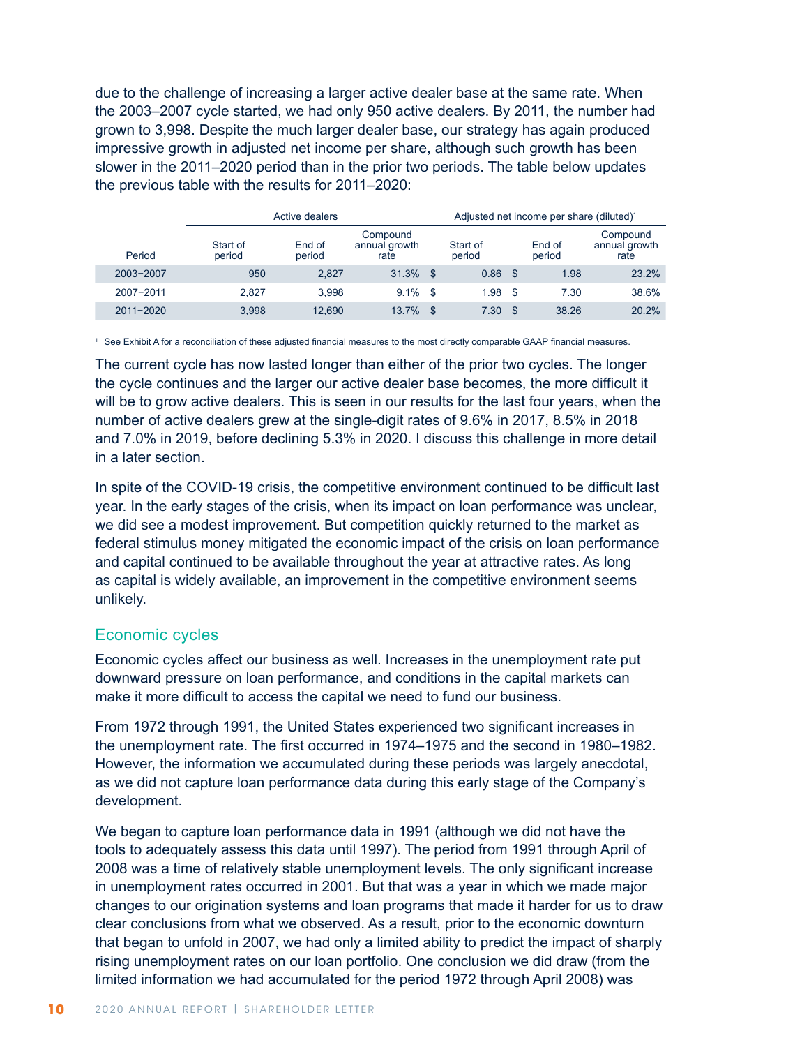due to the challenge of increasing a larger active dealer base at the same rate. When the 2003–2007 cycle started, we had only 950 active dealers. By 2011, the number had grown to 3,998. Despite the much larger dealer base, our strategy has again produced impressive growth in adjusted net income per share, although such growth has been slower in the 2011–2020 period than in the prior two periods. The table below updates the previous table with the results for 2011–2020:

| | Active dealers | | | Adjusted net income per share (diluted)[1] | | |
|---|---|---|---|---|---|---|
| Period | Start of period | End of period | Compound annual growth rate | Start of period | End of period | Compound annual growth rate |
| 2003–2007 | 950 | 2,827 | 31.3% | $ 0.86 | $ 1.98 | 23.2% |
| 2007–2011 | 2,827 | 3,998 | 9.1% | $ 1.98 | $ 7.30 | 38.6% |
| 2011–2020 | 3,998 | 12,690 | 13.7% | $ 7.30 | $ 38.26 | 20.2% |

[1] See Exhibit A for a reconciliation of these adjusted financial measures to the most directly comparable GAAP financial measures.

The current cycle has now lasted longer than either of the prior two cycles. The longer the cycle continues and the larger our active dealer base becomes, the more difficult it will be to grow active dealers. This is seen in our results for the last four years, when the number of active dealers grew at the single-digit rates of 9.6% in 2017, 8.5% in 2018 and 7.0% in 2019, before declining 5.3% in 2020. I discuss this challenge in more detail in a later section.

In spite of the COVID-19 crisis, the competitive environment continued to be difficult last year. In the early stages of the crisis, when its impact on loan performance was unclear, we did see a modest improvement. But competition quickly returned to the market as federal stimulus money mitigated the economic impact of the crisis on loan performance and capital continued to be available throughout the year at attractive rates. As long as capital is widely available, an improvement in the competitive environment seems unlikely.

## Economic cycles

Economic cycles affect our business as well. Increases in the unemployment rate put downward pressure on loan performance, and conditions in the capital markets can make it more difficult to access the capital we need to fund our business.

From 1972 through 1991, the United States experienced two significant increases in the unemployment rate. The first occurred in 1974–1975 and the second in 1980–1982. However, the information we accumulated during these periods was largely anecdotal, as we did not capture loan performance data during this early stage of the Company's development.

We began to capture loan performance data in 1991 (although we did not have the tools to adequately assess this data until 1997). The period from 1991 through April of 2008 was a time of relatively stable unemployment levels. The only significant increase in unemployment rates occurred in 2001. But that was a year in which we made major changes to our origination systems and loan programs that made it harder for us to draw clear conclusions from what we observed. As a result, prior to the economic downturn that began to unfold in 2007, we had only a limited ability to predict the impact of sharply rising unemployment rates on our loan portfolio. One conclusion we did draw (from the limited information we had accumulated for the period 1972 through April 2008) was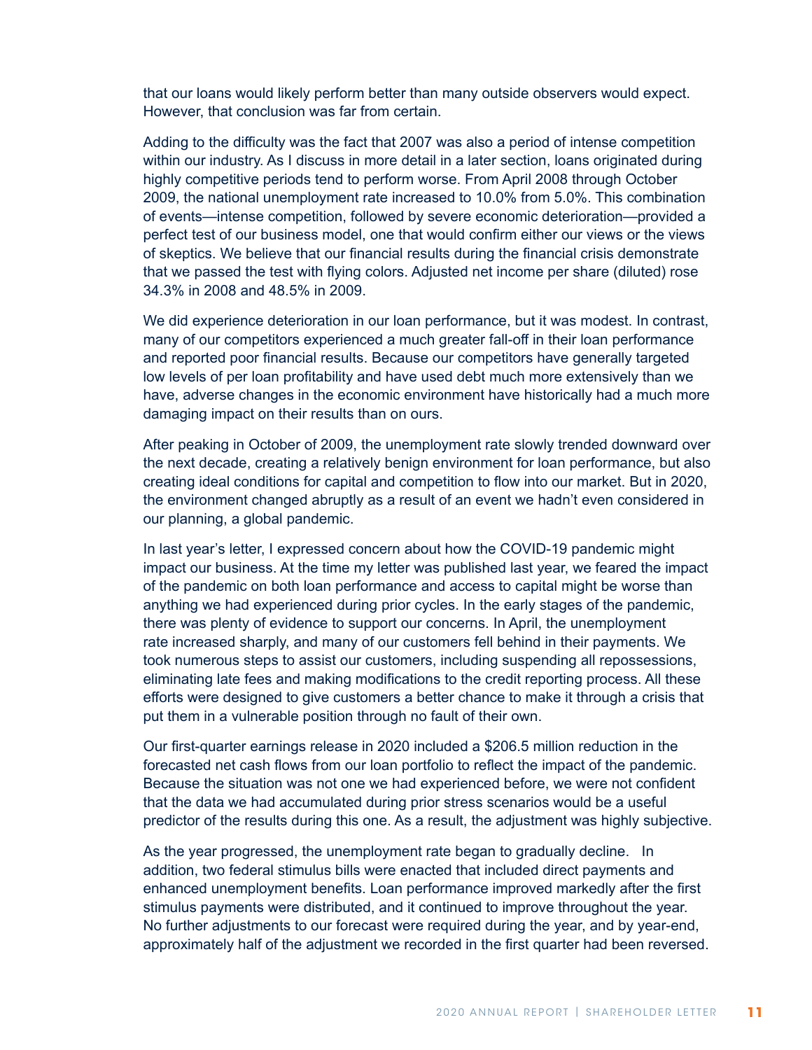that our loans would likely perform better than many outside observers would expect. However, that conclusion was far from certain.

Adding to the difficulty was the fact that 2007 was also a period of intense competition within our industry. As I discuss in more detail in a later section, loans originated during highly competitive periods tend to perform worse. From April 2008 through October 2009, the national unemployment rate increased to 10.0% from 5.0%. This combination of events—intense competition, followed by severe economic deterioration—provided a perfect test of our business model, one that would confirm either our views or the views of skeptics. We believe that our financial results during the financial crisis demonstrate that we passed the test with flying colors. Adjusted net income per share (diluted) rose 34.3% in 2008 and 48.5% in 2009.

We did experience deterioration in our loan performance, but it was modest. In contrast, many of our competitors experienced a much greater fall-off in their loan performance and reported poor financial results. Because our competitors have generally targeted low levels of per loan profitability and have used debt much more extensively than we have, adverse changes in the economic environment have historically had a much more damaging impact on their results than on ours.

After peaking in October of 2009, the unemployment rate slowly trended downward over the next decade, creating a relatively benign environment for loan performance, but also creating ideal conditions for capital and competition to flow into our market. But in 2020, the environment changed abruptly as a result of an event we hadn't even considered in our planning, a global pandemic.

In last year's letter, I expressed concern about how the COVID-19 pandemic might impact our business. At the time my letter was published last year, we feared the impact of the pandemic on both loan performance and access to capital might be worse than anything we had experienced during prior cycles. In the early stages of the pandemic, there was plenty of evidence to support our concerns. In April, the unemployment rate increased sharply, and many of our customers fell behind in their payments. We took numerous steps to assist our customers, including suspending all repossessions, eliminating late fees and making modifications to the credit reporting process. All these efforts were designed to give customers a better chance to make it through a crisis that put them in a vulnerable position through no fault of their own.

Our first-quarter earnings release in 2020 included a $206.5 million reduction in the forecasted net cash flows from our loan portfolio to reflect the impact of the pandemic. Because the situation was not one we had experienced before, we were not confident that the data we had accumulated during prior stress scenarios would be a useful predictor of the results during this one. As a result, the adjustment was highly subjective.

As the year progressed, the unemployment rate began to gradually decline. In addition, two federal stimulus bills were enacted that included direct payments and enhanced unemployment benefits. Loan performance improved markedly after the first stimulus payments were distributed, and it continued to improve throughout the year. No further adjustments to our forecast were required during the year, and by year-end, approximately half of the adjustment we recorded in the first quarter had been reversed.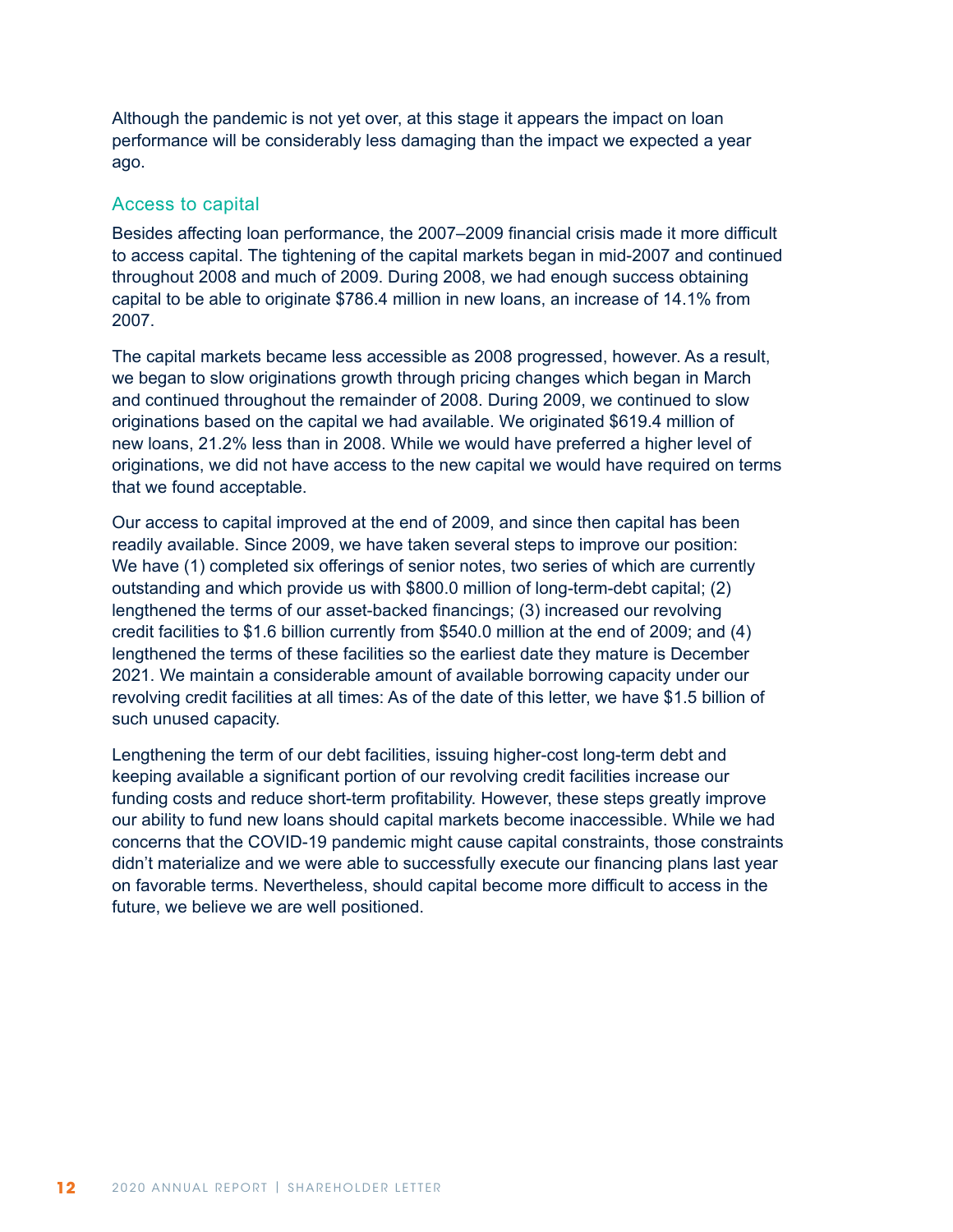Although the pandemic is not yet over, at this stage it appears the impact on loan performance will be considerably less damaging than the impact we expected a year ago.

## Access to capital

Besides affecting loan performance, the 2007–2009 financial crisis made it more difficult to access capital. The tightening of the capital markets began in mid-2007 and continued throughout 2008 and much of 2009. During 2008, we had enough success obtaining capital to be able to originate $786.4 million in new loans, an increase of 14.1% from 2007.

The capital markets became less accessible as 2008 progressed, however. As a result, we began to slow originations growth through pricing changes which began in March and continued throughout the remainder of 2008. During 2009, we continued to slow originations based on the capital we had available. We originated $619.4 million of new loans, 21.2% less than in 2008. While we would have preferred a higher level of originations, we did not have access to the new capital we would have required on terms that we found acceptable.

Our access to capital improved at the end of 2009, and since then capital has been readily available. Since 2009, we have taken several steps to improve our position: We have (1) completed six offerings of senior notes, two series of which are currently outstanding and which provide us with $800.0 million of long-term-debt capital; (2) lengthened the terms of our asset-backed financings; (3) increased our revolving credit facilities to $1.6 billion currently from $540.0 million at the end of 2009; and (4) lengthened the terms of these facilities so the earliest date they mature is December 2021. We maintain a considerable amount of available borrowing capacity under our revolving credit facilities at all times: As of the date of this letter, we have $1.5 billion of such unused capacity.

Lengthening the term of our debt facilities, issuing higher-cost long-term debt and keeping available a significant portion of our revolving credit facilities increase our funding costs and reduce short-term profitability. However, these steps greatly improve our ability to fund new loans should capital markets become inaccessible. While we had concerns that the COVID-19 pandemic might cause capital constraints, those constraints didn't materialize and we were able to successfully execute our financing plans last year on favorable terms. Nevertheless, should capital become more difficult to access in the future, we believe we are well positioned.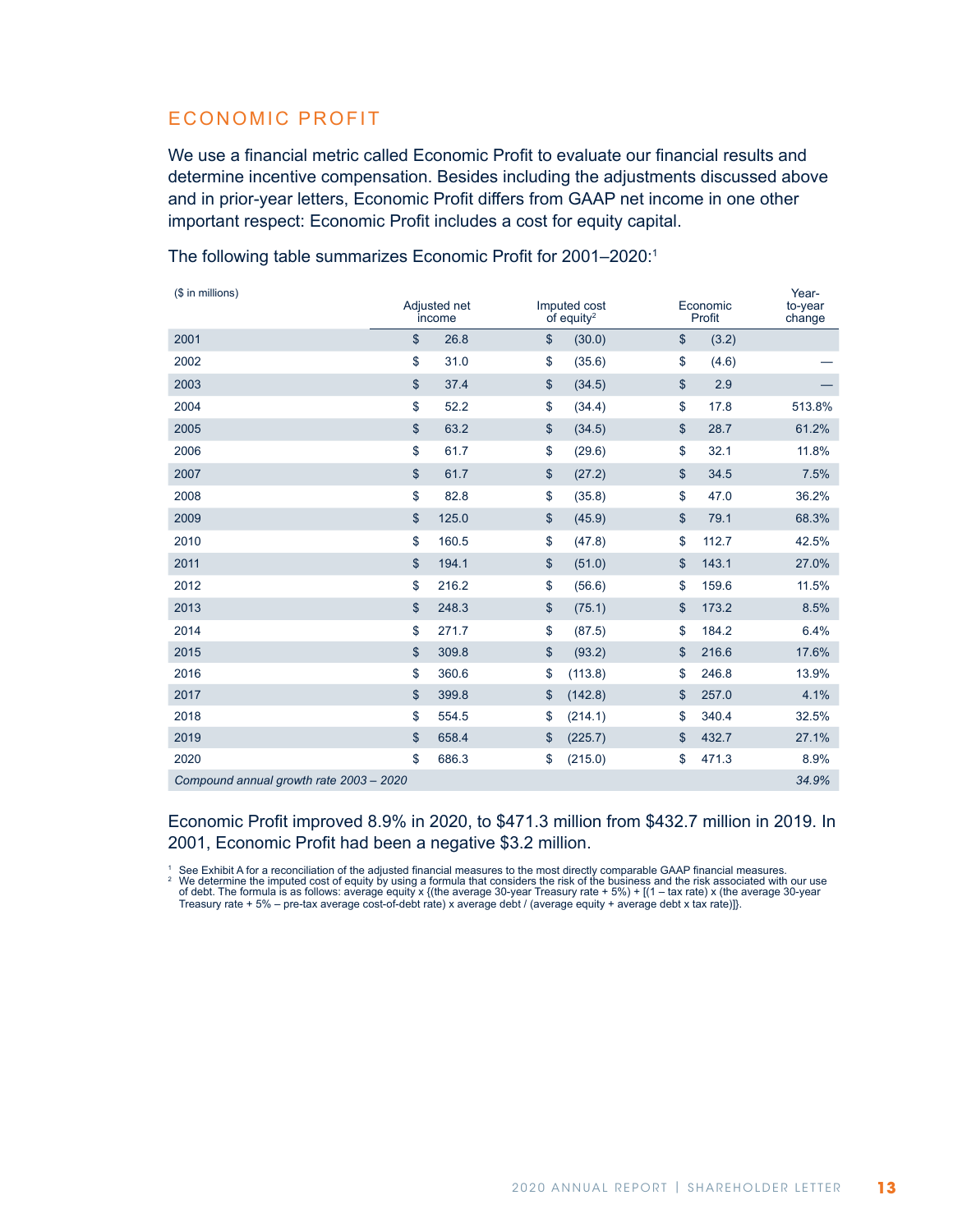## ECONOMIC PROFIT

We use a financial metric called Economic Profit to evaluate our financial results and determine incentive compensation. Besides including the adjustments discussed above and in prior-year letters, Economic Profit differs from GAAP net income in one other important respect: Economic Profit includes a cost for equity capital.

The following table summarizes Economic Profit for 2001–2020:[1]

| ($ in millions) | Adjusted net income | Imputed cost of equity[2] | Economic Profit | Year-to-year change |
|---|---|---|---|---|
| 2001 | $ 26.8 | $ (30.0) | $ (3.2) | |
| 2002 | $ 31.0 | $ (35.6) | $ (4.6) | — |
| 2003 | $ 37.4 | $ (34.5) | $ 2.9 | — |
| 2004 | $ 52.2 | $ (34.4) | $ 17.8 | 513.8% |
| 2005 | $ 63.2 | $ (34.5) | $ 28.7 | 61.2% |
| 2006 | $ 61.7 | $ (29.6) | $ 32.1 | 11.8% |
| 2007 | $ 61.7 | $ (27.2) | $ 34.5 | 7.5% |
| 2008 | $ 82.8 | $ (35.8) | $ 47.0 | 36.2% |
| 2009 | $ 125.0 | $ (45.9) | $ 79.1 | 68.3% |
| 2010 | $ 160.5 | $ (47.8) | $ 112.7 | 42.5% |
| 2011 | $ 194.1 | $ (51.0) | $ 143.1 | 27.0% |
| 2012 | $ 216.2 | $ (56.6) | $ 159.6 | 11.5% |
| 2013 | $ 248.3 | $ (75.1) | $ 173.2 | 8.5% |
| 2014 | $ 271.7 | $ (87.5) | $ 184.2 | 6.4% |
| 2015 | $ 309.8 | $ (93.2) | $ 216.6 | 17.6% |
| 2016 | $ 360.6 | $ (113.8) | $ 246.8 | 13.9% |
| 2017 | $ 399.8 | $ (142.8) | $ 257.0 | 4.1% |
| 2018 | $ 554.5 | $ (214.1) | $ 340.4 | 32.5% |
| 2019 | $ 658.4 | $ (225.7) | $ 432.7 | 27.1% |
| 2020 | $ 686.3 | $ (215.0) | $ 471.3 | 8.9% |
| *Compound annual growth rate 2003 – 2020* | | | | *34.9%* |

Economic Profit improved 8.9% in 2020, to $471.3 million from $432.7 million in 2019. In 2001, Economic Profit had been a negative $3.2 million.

[1] See Exhibit A for a reconciliation of the adjusted financial measures to the most directly comparable GAAP financial measures.

[2] We determine the imputed cost of equity by using a formula that considers the risk of the business and the risk associated with our use of debt. The formula is as follows: average equity x {(the average 30-year Treasury rate + 5%) + [(1 – tax rate) x (the average 30-year Treasury rate + 5% – pre-tax average cost-of-debt rate) x average debt / (average equity + average debt x tax rate)]}.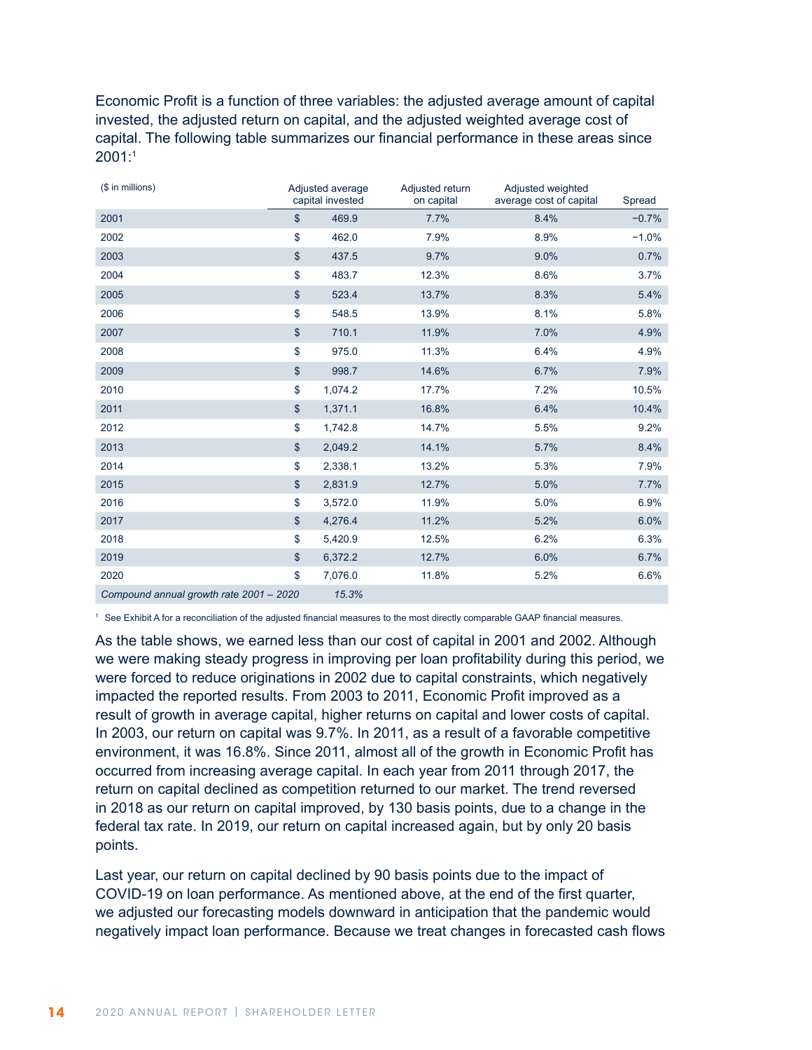Economic Profit is a function of three variables: the adjusted average amount of capital invested, the adjusted return on capital, and the adjusted weighted average cost of capital. The following table summarizes our financial performance in these areas since 2001:[1]

| ($ in millions) | Adjusted average capital invested | Adjusted return on capital | Adjusted weighted average cost of capital | Spread |
|---|---|---|---|---|
| 2001 | $ 469.9 | 7.7% | 8.4% | −0.7% |
| 2002 | $ 462.0 | 7.9% | 8.9% | −1.0% |
| 2003 | $ 437.5 | 9.7% | 9.0% | 0.7% |
| 2004 | $ 483.7 | 12.3% | 8.6% | 3.7% |
| 2005 | $ 523.4 | 13.7% | 8.3% | 5.4% |
| 2006 | $ 548.5 | 13.9% | 8.1% | 5.8% |
| 2007 | $ 710.1 | 11.9% | 7.0% | 4.9% |
| 2008 | $ 975.0 | 11.3% | 6.4% | 4.9% |
| 2009 | $ 998.7 | 14.6% | 6.7% | 7.9% |
| 2010 | $ 1,074.2 | 17.7% | 7.2% | 10.5% |
| 2011 | $ 1,371.1 | 16.8% | 6.4% | 10.4% |
| 2012 | $ 1,742.8 | 14.7% | 5.5% | 9.2% |
| 2013 | $ 2,049.2 | 14.1% | 5.7% | 8.4% |
| 2014 | $ 2,338.1 | 13.2% | 5.3% | 7.9% |
| 2015 | $ 2,831.9 | 12.7% | 5.0% | 7.7% |
| 2016 | $ 3,572.0 | 11.9% | 5.0% | 6.9% |
| 2017 | $ 4,276.4 | 11.2% | 5.2% | 6.0% |
| 2018 | $ 5,420.9 | 12.5% | 6.2% | 6.3% |
| 2019 | $ 6,372.2 | 12.7% | 6.0% | 6.7% |
| 2020 | $ 7,076.0 | 11.8% | 5.2% | 6.6% |
| *Compound annual growth rate 2001 – 2020* | *15.3%* | | | |

[1] See Exhibit A for a reconciliation of the adjusted financial measures to the most directly comparable GAAP financial measures.

As the table shows, we earned less than our cost of capital in 2001 and 2002. Although we were making steady progress in improving per loan profitability during this period, we were forced to reduce originations in 2002 due to capital constraints, which negatively impacted the reported results. From 2003 to 2011, Economic Profit improved as a result of growth in average capital, higher returns on capital and lower costs of capital. In 2003, our return on capital was 9.7%. In 2011, as a result of a favorable competitive environment, it was 16.8%. Since 2011, almost all of the growth in Economic Profit has occurred from increasing average capital. In each year from 2011 through 2017, the return on capital declined as competition returned to our market. The trend reversed in 2018 as our return on capital improved, by 130 basis points, due to a change in the federal tax rate. In 2019, our return on capital increased again, but by only 20 basis points.

Last year, our return on capital declined by 90 basis points due to the impact of COVID-19 on loan performance. As mentioned above, at the end of the first quarter, we adjusted our forecasting models downward in anticipation that the pandemic would negatively impact loan performance. Because we treat changes in forecasted cash flows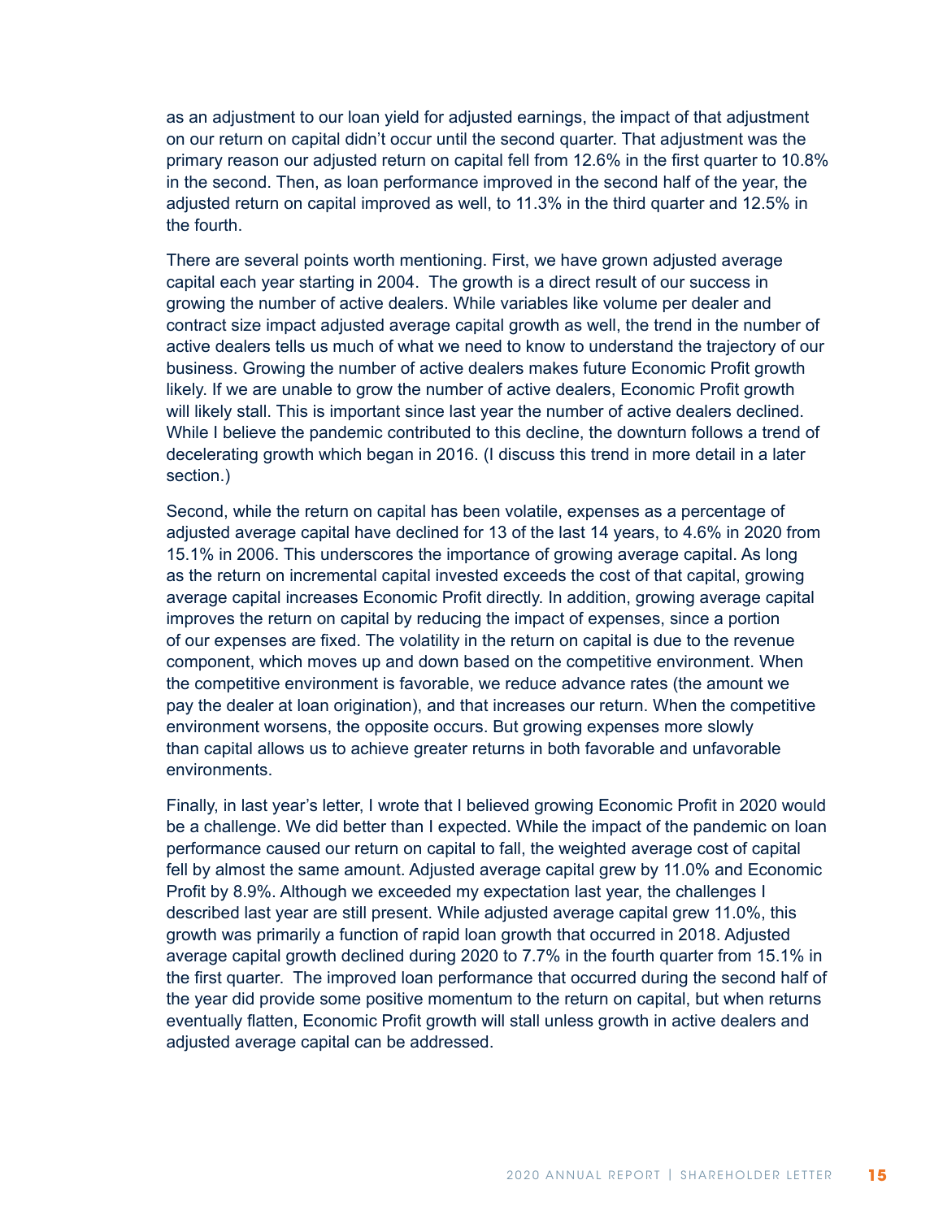as an adjustment to our loan yield for adjusted earnings, the impact of that adjustment on our return on capital didn't occur until the second quarter. That adjustment was the primary reason our adjusted return on capital fell from 12.6% in the first quarter to 10.8% in the second. Then, as loan performance improved in the second half of the year, the adjusted return on capital improved as well, to 11.3% in the third quarter and 12.5% in the fourth.

There are several points worth mentioning. First, we have grown adjusted average capital each year starting in 2004. The growth is a direct result of our success in growing the number of active dealers. While variables like volume per dealer and contract size impact adjusted average capital growth as well, the trend in the number of active dealers tells us much of what we need to know to understand the trajectory of our business. Growing the number of active dealers makes future Economic Profit growth likely. If we are unable to grow the number of active dealers, Economic Profit growth will likely stall. This is important since last year the number of active dealers declined. While I believe the pandemic contributed to this decline, the downturn follows a trend of decelerating growth which began in 2016. (I discuss this trend in more detail in a later section.)

Second, while the return on capital has been volatile, expenses as a percentage of adjusted average capital have declined for 13 of the last 14 years, to 4.6% in 2020 from 15.1% in 2006. This underscores the importance of growing average capital. As long as the return on incremental capital invested exceeds the cost of that capital, growing average capital increases Economic Profit directly. In addition, growing average capital improves the return on capital by reducing the impact of expenses, since a portion of our expenses are fixed. The volatility in the return on capital is due to the revenue component, which moves up and down based on the competitive environment. When the competitive environment is favorable, we reduce advance rates (the amount we pay the dealer at loan origination), and that increases our return. When the competitive environment worsens, the opposite occurs. But growing expenses more slowly than capital allows us to achieve greater returns in both favorable and unfavorable environments.

Finally, in last year's letter, I wrote that I believed growing Economic Profit in 2020 would be a challenge. We did better than I expected. While the impact of the pandemic on loan performance caused our return on capital to fall, the weighted average cost of capital fell by almost the same amount. Adjusted average capital grew by 11.0% and Economic Profit by 8.9%. Although we exceeded my expectation last year, the challenges I described last year are still present. While adjusted average capital grew 11.0%, this growth was primarily a function of rapid loan growth that occurred in 2018. Adjusted average capital growth declined during 2020 to 7.7% in the fourth quarter from 15.1% in the first quarter. The improved loan performance that occurred during the second half of the year did provide some positive momentum to the return on capital, but when returns eventually flatten, Economic Profit growth will stall unless growth in active dealers and adjusted average capital can be addressed.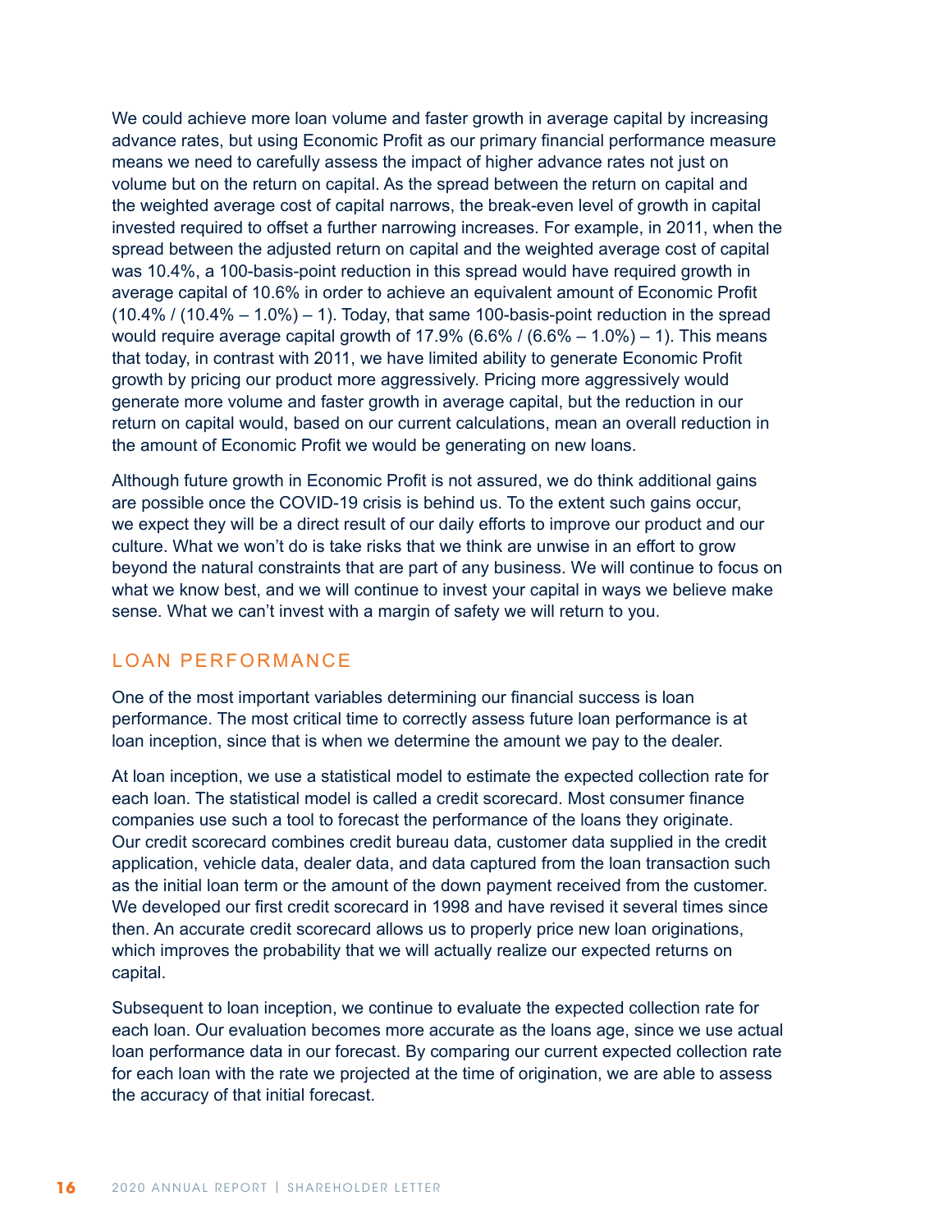We could achieve more loan volume and faster growth in average capital by increasing advance rates, but using Economic Profit as our primary financial performance measure means we need to carefully assess the impact of higher advance rates not just on volume but on the return on capital. As the spread between the return on capital and the weighted average cost of capital narrows, the break-even level of growth in capital invested required to offset a further narrowing increases. For example, in 2011, when the spread between the adjusted return on capital and the weighted average cost of capital was 10.4%, a 100-basis-point reduction in this spread would have required growth in average capital of 10.6% in order to achieve an equivalent amount of Economic Profit (10.4% / (10.4% – 1.0%) – 1). Today, that same 100-basis-point reduction in the spread would require average capital growth of 17.9% (6.6% / (6.6% – 1.0%) – 1). This means that today, in contrast with 2011, we have limited ability to generate Economic Profit growth by pricing our product more aggressively. Pricing more aggressively would generate more volume and faster growth in average capital, but the reduction in our return on capital would, based on our current calculations, mean an overall reduction in the amount of Economic Profit we would be generating on new loans.

Although future growth in Economic Profit is not assured, we do think additional gains are possible once the COVID-19 crisis is behind us. To the extent such gains occur, we expect they will be a direct result of our daily efforts to improve our product and our culture. What we won't do is take risks that we think are unwise in an effort to grow beyond the natural constraints that are part of any business. We will continue to focus on what we know best, and we will continue to invest your capital in ways we believe make sense. What we can't invest with a margin of safety we will return to you.

## LOAN PERFORMANCE

One of the most important variables determining our financial success is loan performance. The most critical time to correctly assess future loan performance is at loan inception, since that is when we determine the amount we pay to the dealer.

At loan inception, we use a statistical model to estimate the expected collection rate for each loan. The statistical model is called a credit scorecard. Most consumer finance companies use such a tool to forecast the performance of the loans they originate. Our credit scorecard combines credit bureau data, customer data supplied in the credit application, vehicle data, dealer data, and data captured from the loan transaction such as the initial loan term or the amount of the down payment received from the customer. We developed our first credit scorecard in 1998 and have revised it several times since then. An accurate credit scorecard allows us to properly price new loan originations, which improves the probability that we will actually realize our expected returns on capital.

Subsequent to loan inception, we continue to evaluate the expected collection rate for each loan. Our evaluation becomes more accurate as the loans age, since we use actual loan performance data in our forecast. By comparing our current expected collection rate for each loan with the rate we projected at the time of origination, we are able to assess the accuracy of that initial forecast.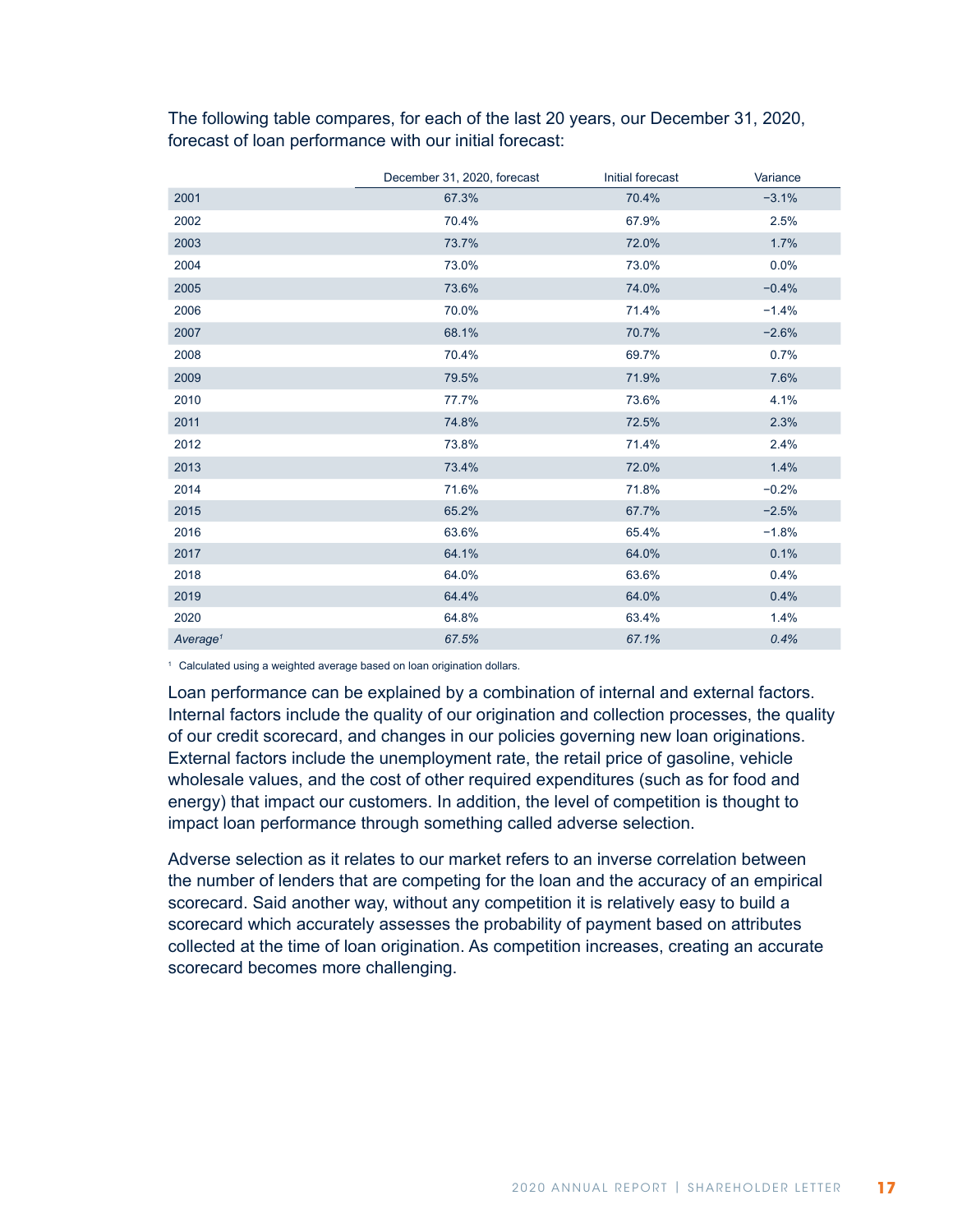The following table compares, for each of the last 20 years, our December 31, 2020, forecast of loan performance with our initial forecast:

| | December 31, 2020, forecast | Initial forecast | Variance |
|---|---|---|---|
| 2001 | 67.3% | 70.4% | −3.1% |
| 2002 | 70.4% | 67.9% | 2.5% |
| 2003 | 73.7% | 72.0% | 1.7% |
| 2004 | 73.0% | 73.0% | 0.0% |
| 2005 | 73.6% | 74.0% | −0.4% |
| 2006 | 70.0% | 71.4% | −1.4% |
| 2007 | 68.1% | 70.7% | −2.6% |
| 2008 | 70.4% | 69.7% | 0.7% |
| 2009 | 79.5% | 71.9% | 7.6% |
| 2010 | 77.7% | 73.6% | 4.1% |
| 2011 | 74.8% | 72.5% | 2.3% |
| 2012 | 73.8% | 71.4% | 2.4% |
| 2013 | 73.4% | 72.0% | 1.4% |
| 2014 | 71.6% | 71.8% | −0.2% |
| 2015 | 65.2% | 67.7% | −2.5% |
| 2016 | 63.6% | 65.4% | −1.8% |
| 2017 | 64.1% | 64.0% | 0.1% |
| 2018 | 64.0% | 63.6% | 0.4% |
| 2019 | 64.4% | 64.0% | 0.4% |
| 2020 | 64.8% | 63.4% | 1.4% |
| *Average[1]* | *67.5%* | *67.1%* | *0.4%* |

[1] Calculated using a weighted average based on loan origination dollars.

Loan performance can be explained by a combination of internal and external factors. Internal factors include the quality of our origination and collection processes, the quality of our credit scorecard, and changes in our policies governing new loan originations. External factors include the unemployment rate, the retail price of gasoline, vehicle wholesale values, and the cost of other required expenditures (such as for food and energy) that impact our customers. In addition, the level of competition is thought to impact loan performance through something called adverse selection.

Adverse selection as it relates to our market refers to an inverse correlation between the number of lenders that are competing for the loan and the accuracy of an empirical scorecard. Said another way, without any competition it is relatively easy to build a scorecard which accurately assesses the probability of payment based on attributes collected at the time of loan origination. As competition increases, creating an accurate scorecard becomes more challenging.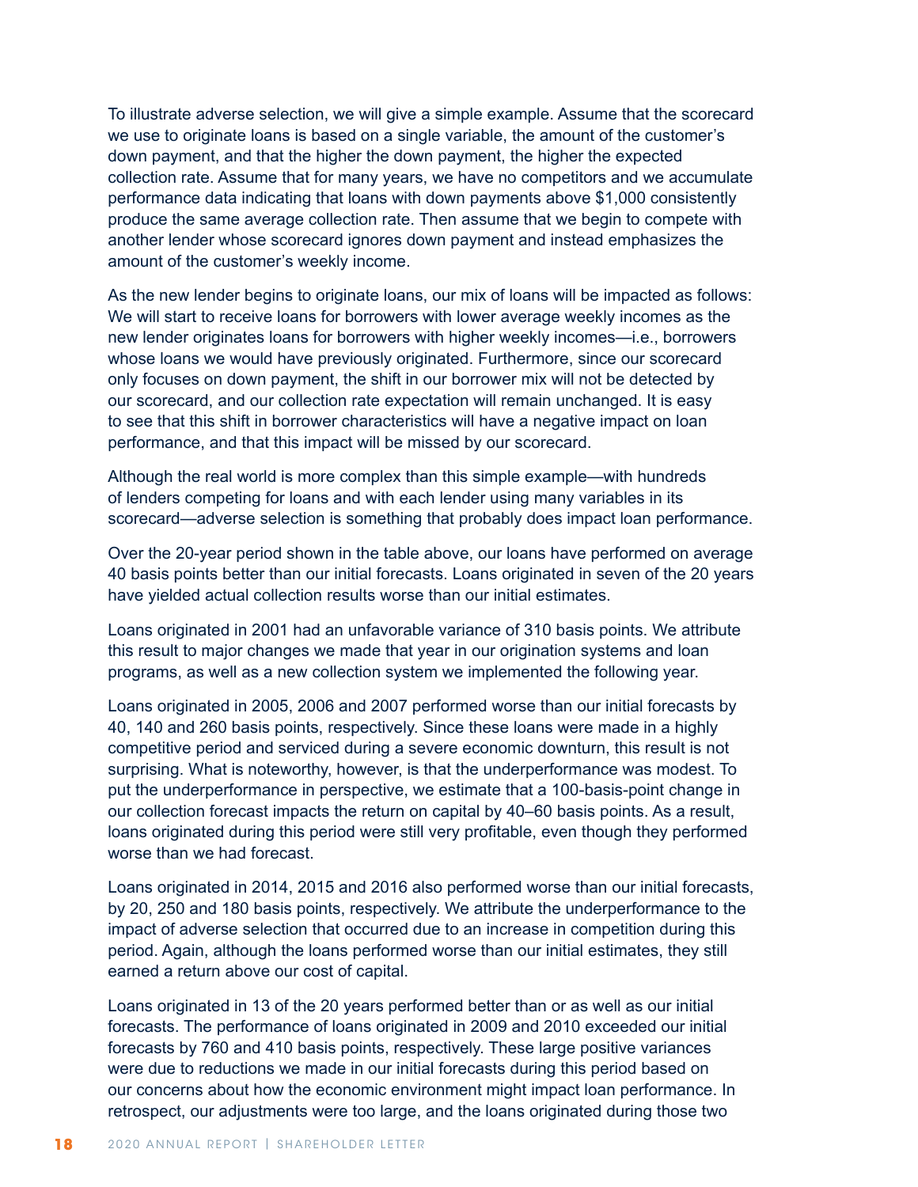To illustrate adverse selection, we will give a simple example. Assume that the scorecard we use to originate loans is based on a single variable, the amount of the customer's down payment, and that the higher the down payment, the higher the expected collection rate. Assume that for many years, we have no competitors and we accumulate performance data indicating that loans with down payments above $1,000 consistently produce the same average collection rate. Then assume that we begin to compete with another lender whose scorecard ignores down payment and instead emphasizes the amount of the customer's weekly income.

As the new lender begins to originate loans, our mix of loans will be impacted as follows: We will start to receive loans for borrowers with lower average weekly incomes as the new lender originates loans for borrowers with higher weekly incomes—i.e., borrowers whose loans we would have previously originated. Furthermore, since our scorecard only focuses on down payment, the shift in our borrower mix will not be detected by our scorecard, and our collection rate expectation will remain unchanged. It is easy to see that this shift in borrower characteristics will have a negative impact on loan performance, and that this impact will be missed by our scorecard.

Although the real world is more complex than this simple example—with hundreds of lenders competing for loans and with each lender using many variables in its scorecard—adverse selection is something that probably does impact loan performance.

Over the 20-year period shown in the table above, our loans have performed on average 40 basis points better than our initial forecasts. Loans originated in seven of the 20 years have yielded actual collection results worse than our initial estimates.

Loans originated in 2001 had an unfavorable variance of 310 basis points. We attribute this result to major changes we made that year in our origination systems and loan programs, as well as a new collection system we implemented the following year.

Loans originated in 2005, 2006 and 2007 performed worse than our initial forecasts by 40, 140 and 260 basis points, respectively. Since these loans were made in a highly competitive period and serviced during a severe economic downturn, this result is not surprising. What is noteworthy, however, is that the underperformance was modest. To put the underperformance in perspective, we estimate that a 100-basis-point change in our collection forecast impacts the return on capital by 40–60 basis points. As a result, loans originated during this period were still very profitable, even though they performed worse than we had forecast.

Loans originated in 2014, 2015 and 2016 also performed worse than our initial forecasts, by 20, 250 and 180 basis points, respectively. We attribute the underperformance to the impact of adverse selection that occurred due to an increase in competition during this period. Again, although the loans performed worse than our initial estimates, they still earned a return above our cost of capital.

Loans originated in 13 of the 20 years performed better than or as well as our initial forecasts. The performance of loans originated in 2009 and 2010 exceeded our initial forecasts by 760 and 410 basis points, respectively. These large positive variances were due to reductions we made in our initial forecasts during this period based on our concerns about how the economic environment might impact loan performance. In retrospect, our adjustments were too large, and the loans originated during those two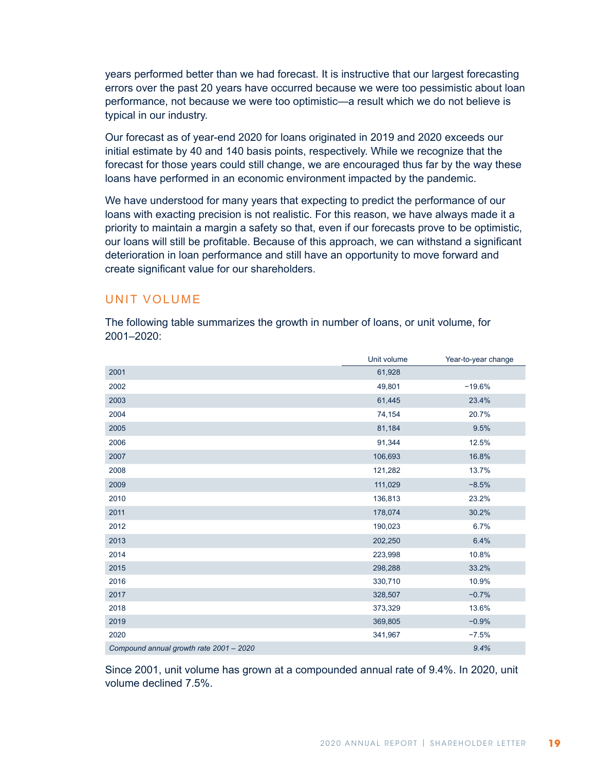years performed better than we had forecast. It is instructive that our largest forecasting errors over the past 20 years have occurred because we were too pessimistic about loan performance, not because we were too optimistic—a result which we do not believe is typical in our industry.

Our forecast as of year-end 2020 for loans originated in 2019 and 2020 exceeds our initial estimate by 40 and 140 basis points, respectively. While we recognize that the forecast for those years could still change, we are encouraged thus far by the way these loans have performed in an economic environment impacted by the pandemic.

We have understood for many years that expecting to predict the performance of our loans with exacting precision is not realistic. For this reason, we have always made it a priority to maintain a margin a safety so that, even if our forecasts prove to be optimistic, our loans will still be profitable. Because of this approach, we can withstand a significant deterioration in loan performance and still have an opportunity to move forward and create significant value for our shareholders.

## UNIT VOLUME

The following table summarizes the growth in number of loans, or unit volume, for 2001–2020:

| | Unit volume | Year-to-year change |
|---|---|---|
| 2001 | 61,928 | |
| 2002 | 49,801 | −19.6% |
| 2003 | 61,445 | 23.4% |
| 2004 | 74,154 | 20.7% |
| 2005 | 81,184 | 9.5% |
| 2006 | 91,344 | 12.5% |
| 2007 | 106,693 | 16.8% |
| 2008 | 121,282 | 13.7% |
| 2009 | 111,029 | −8.5% |
| 2010 | 136,813 | 23.2% |
| 2011 | 178,074 | 30.2% |
| 2012 | 190,023 | 6.7% |
| 2013 | 202,250 | 6.4% |
| 2014 | 223,998 | 10.8% |
| 2015 | 298,288 | 33.2% |
| 2016 | 330,710 | 10.9% |
| 2017 | 328,507 | −0.7% |
| 2018 | 373,329 | 13.6% |
| 2019 | 369,805 | −0.9% |
| 2020 | 341,967 | −7.5% |
| *Compound annual growth rate 2001 – 2020* | | *9.4%* |

Since 2001, unit volume has grown at a compounded annual rate of 9.4%. In 2020, unit volume declined 7.5%.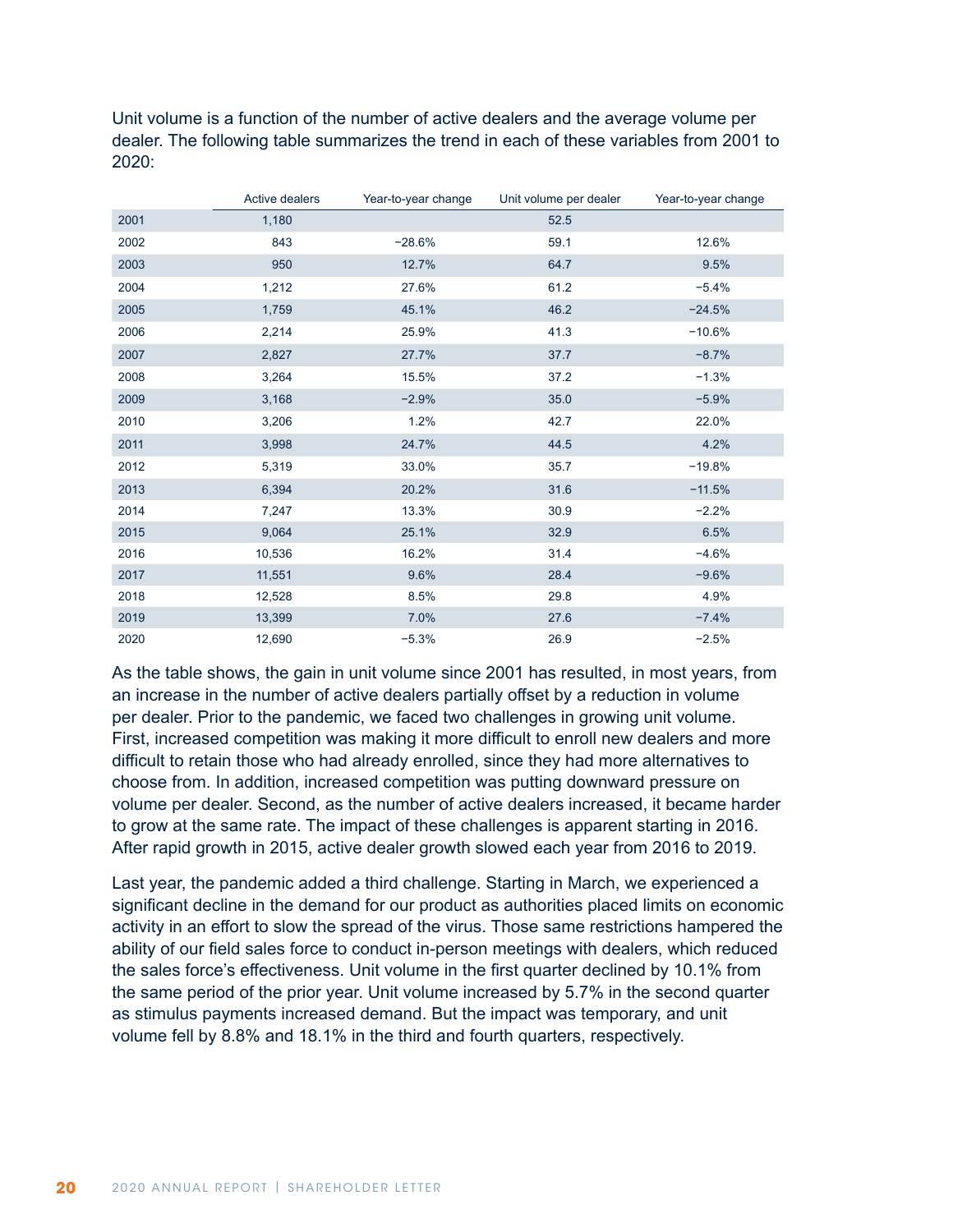Unit volume is a function of the number of active dealers and the average volume per dealer. The following table summarizes the trend in each of these variables from 2001 to 2020:

| | Active dealers | Year-to-year change | Unit volume per dealer | Year-to-year change |
|---|---|---|---|---|
| 2001 | 1,180 | | 52.5 | |
| 2002 | 843 | −28.6% | 59.1 | 12.6% |
| 2003 | 950 | 12.7% | 64.7 | 9.5% |
| 2004 | 1,212 | 27.6% | 61.2 | −5.4% |
| 2005 | 1,759 | 45.1% | 46.2 | −24.5% |
| 2006 | 2,214 | 25.9% | 41.3 | −10.6% |
| 2007 | 2,827 | 27.7% | 37.7 | −8.7% |
| 2008 | 3,264 | 15.5% | 37.2 | −1.3% |
| 2009 | 3,168 | −2.9% | 35.0 | −5.9% |
| 2010 | 3,206 | 1.2% | 42.7 | 22.0% |
| 2011 | 3,998 | 24.7% | 44.5 | 4.2% |
| 2012 | 5,319 | 33.0% | 35.7 | −19.8% |
| 2013 | 6,394 | 20.2% | 31.6 | −11.5% |
| 2014 | 7,247 | 13.3% | 30.9 | −2.2% |
| 2015 | 9,064 | 25.1% | 32.9 | 6.5% |
| 2016 | 10,536 | 16.2% | 31.4 | −4.6% |
| 2017 | 11,551 | 9.6% | 28.4 | −9.6% |
| 2018 | 12,528 | 8.5% | 29.8 | 4.9% |
| 2019 | 13,399 | 7.0% | 27.6 | −7.4% |
| 2020 | 12,690 | −5.3% | 26.9 | −2.5% |

As the table shows, the gain in unit volume since 2001 has resulted, in most years, from an increase in the number of active dealers partially offset by a reduction in volume per dealer. Prior to the pandemic, we faced two challenges in growing unit volume. First, increased competition was making it more difficult to enroll new dealers and more difficult to retain those who had already enrolled, since they had more alternatives to choose from. In addition, increased competition was putting downward pressure on volume per dealer. Second, as the number of active dealers increased, it became harder to grow at the same rate. The impact of these challenges is apparent starting in 2016. After rapid growth in 2015, active dealer growth slowed each year from 2016 to 2019.

Last year, the pandemic added a third challenge. Starting in March, we experienced a significant decline in the demand for our product as authorities placed limits on economic activity in an effort to slow the spread of the virus. Those same restrictions hampered the ability of our field sales force to conduct in-person meetings with dealers, which reduced the sales force's effectiveness. Unit volume in the first quarter declined by 10.1% from the same period of the prior year. Unit volume increased by 5.7% in the second quarter as stimulus payments increased demand. But the impact was temporary, and unit volume fell by 8.8% and 18.1% in the third and fourth quarters, respectively.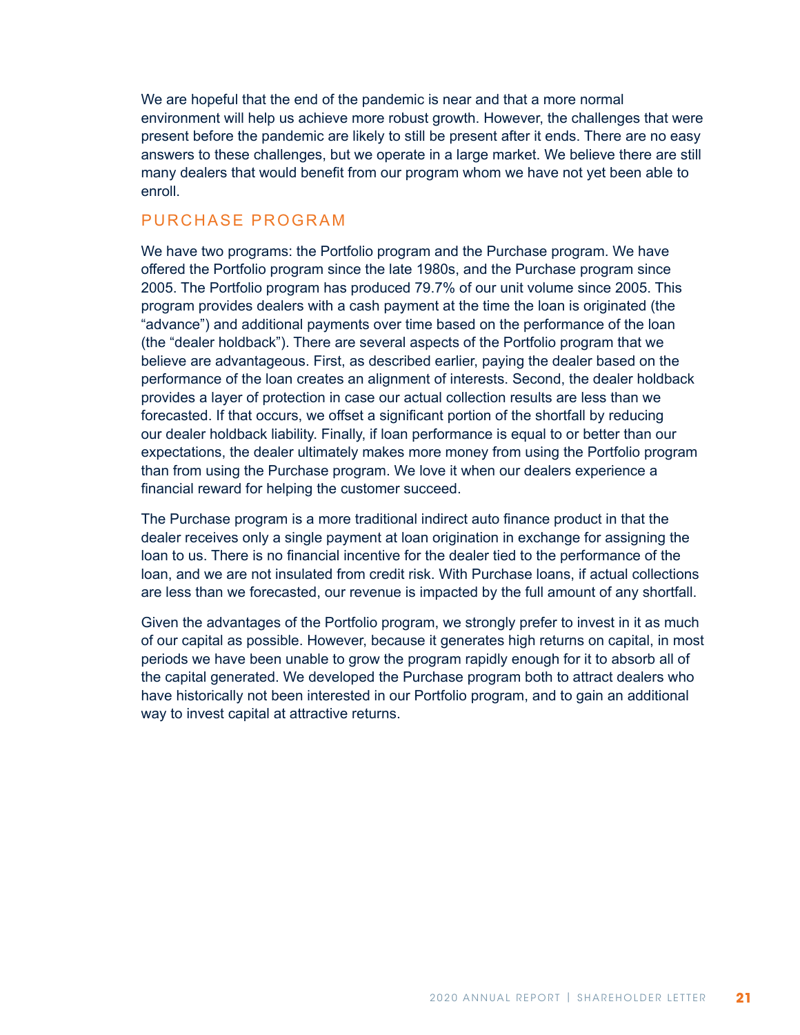We are hopeful that the end of the pandemic is near and that a more normal environment will help us achieve more robust growth. However, the challenges that were present before the pandemic are likely to still be present after it ends. There are no easy answers to these challenges, but we operate in a large market. We believe there are still many dealers that would benefit from our program whom we have not yet been able to enroll.

## PURCHASE PROGRAM

We have two programs: the Portfolio program and the Purchase program. We have offered the Portfolio program since the late 1980s, and the Purchase program since 2005. The Portfolio program has produced 79.7% of our unit volume since 2005. This program provides dealers with a cash payment at the time the loan is originated (the "advance") and additional payments over time based on the performance of the loan (the "dealer holdback"). There are several aspects of the Portfolio program that we believe are advantageous. First, as described earlier, paying the dealer based on the performance of the loan creates an alignment of interests. Second, the dealer holdback provides a layer of protection in case our actual collection results are less than we forecasted. If that occurs, we offset a significant portion of the shortfall by reducing our dealer holdback liability. Finally, if loan performance is equal to or better than our expectations, the dealer ultimately makes more money from using the Portfolio program than from using the Purchase program. We love it when our dealers experience a financial reward for helping the customer succeed.

The Purchase program is a more traditional indirect auto finance product in that the dealer receives only a single payment at loan origination in exchange for assigning the loan to us. There is no financial incentive for the dealer tied to the performance of the loan, and we are not insulated from credit risk. With Purchase loans, if actual collections are less than we forecasted, our revenue is impacted by the full amount of any shortfall.

Given the advantages of the Portfolio program, we strongly prefer to invest in it as much of our capital as possible. However, because it generates high returns on capital, in most periods we have been unable to grow the program rapidly enough for it to absorb all of the capital generated. We developed the Purchase program both to attract dealers who have historically not been interested in our Portfolio program, and to gain an additional way to invest capital at attractive returns.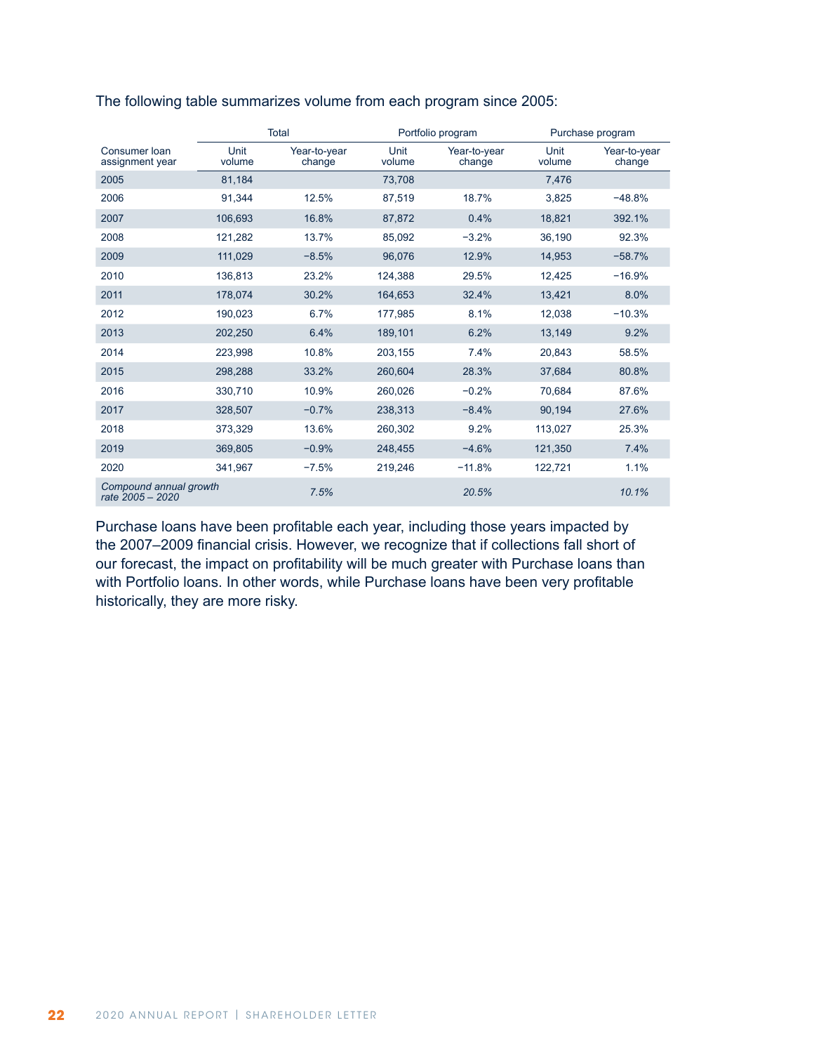The following table summarizes volume from each program since 2005:

| Consumer loan assignment year | Total | | Portfolio program | | Purchase program | |
|---|---|---|---|---|---|---|
| | Unit volume | Year-to-year change | Unit volume | Year-to-year change | Unit volume | Year-to-year change |
| 2005 | 81,184 | | 73,708 | | 7,476 | |
| 2006 | 91,344 | 12.5% | 87,519 | 18.7% | 3,825 | −48.8% |
| 2007 | 106,693 | 16.8% | 87,872 | 0.4% | 18,821 | 392.1% |
| 2008 | 121,282 | 13.7% | 85,092 | −3.2% | 36,190 | 92.3% |
| 2009 | 111,029 | −8.5% | 96,076 | 12.9% | 14,953 | −58.7% |
| 2010 | 136,813 | 23.2% | 124,388 | 29.5% | 12,425 | −16.9% |
| 2011 | 178,074 | 30.2% | 164,653 | 32.4% | 13,421 | 8.0% |
| 2012 | 190,023 | 6.7% | 177,985 | 8.1% | 12,038 | −10.3% |
| 2013 | 202,250 | 6.4% | 189,101 | 6.2% | 13,149 | 9.2% |
| 2014 | 223,998 | 10.8% | 203,155 | 7.4% | 20,843 | 58.5% |
| 2015 | 298,288 | 33.2% | 260,604 | 28.3% | 37,684 | 80.8% |
| 2016 | 330,710 | 10.9% | 260,026 | −0.2% | 70,684 | 87.6% |
| 2017 | 328,507 | −0.7% | 238,313 | −8.4% | 90,194 | 27.6% |
| 2018 | 373,329 | 13.6% | 260,302 | 9.2% | 113,027 | 25.3% |
| 2019 | 369,805 | −0.9% | 248,455 | −4.6% | 121,350 | 7.4% |
| 2020 | 341,967 | −7.5% | 219,246 | −11.8% | 122,721 | 1.1% |
| *Compound annual growth rate 2005 – 2020* | | *7.5%* | | *20.5%* | | *10.1%* |

Purchase loans have been profitable each year, including those years impacted by the 2007–2009 financial crisis. However, we recognize that if collections fall short of our forecast, the impact on profitability will be much greater with Purchase loans than with Portfolio loans. In other words, while Purchase loans have been very profitable historically, they are more risky.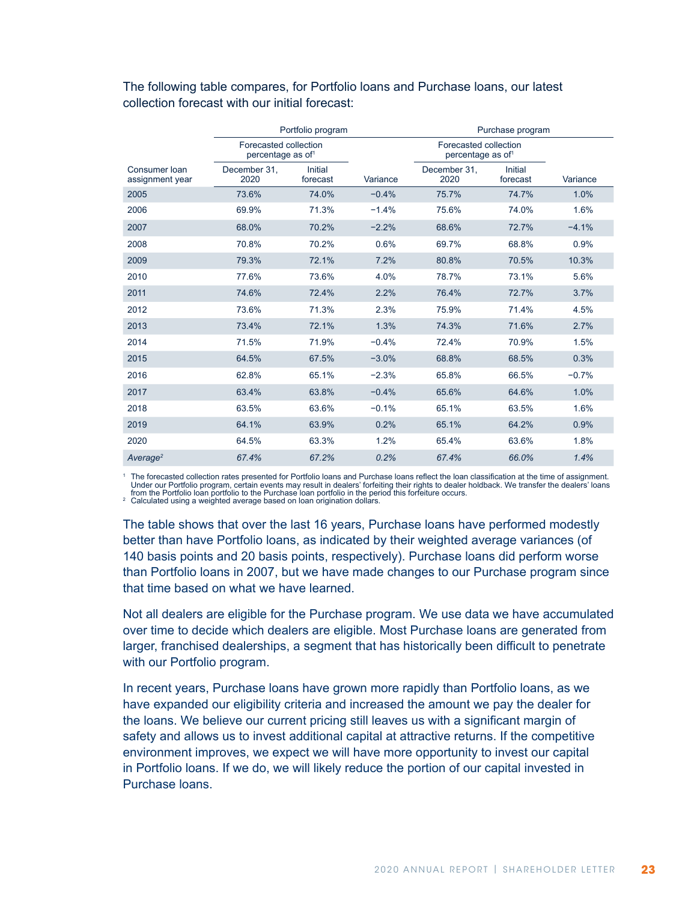The following table compares, for Portfolio loans and Purchase loans, our latest collection forecast with our initial forecast:

| | Portfolio program | | | Purchase program | | |
|---|---|---|---|---|---|---|
| | Forecasted collection percentage as of[1] | | | Forecasted collection percentage as of[1] | | |
| Consumer loan assignment year | December 31, 2020 | Initial forecast | Variance | December 31, 2020 | Initial forecast | Variance |
| 2005 | 73.6% | 74.0% | −0.4% | 75.7% | 74.7% | 1.0% |
| 2006 | 69.9% | 71.3% | −1.4% | 75.6% | 74.0% | 1.6% |
| 2007 | 68.0% | 70.2% | −2.2% | 68.6% | 72.7% | −4.1% |
| 2008 | 70.8% | 70.2% | 0.6% | 69.7% | 68.8% | 0.9% |
| 2009 | 79.3% | 72.1% | 7.2% | 80.8% | 70.5% | 10.3% |
| 2010 | 77.6% | 73.6% | 4.0% | 78.7% | 73.1% | 5.6% |
| 2011 | 74.6% | 72.4% | 2.2% | 76.4% | 72.7% | 3.7% |
| 2012 | 73.6% | 71.3% | 2.3% | 75.9% | 71.4% | 4.5% |
| 2013 | 73.4% | 72.1% | 1.3% | 74.3% | 71.6% | 2.7% |
| 2014 | 71.5% | 71.9% | −0.4% | 72.4% | 70.9% | 1.5% |
| 2015 | 64.5% | 67.5% | −3.0% | 68.8% | 68.5% | 0.3% |
| 2016 | 62.8% | 65.1% | −2.3% | 65.8% | 66.5% | −0.7% |
| 2017 | 63.4% | 63.8% | −0.4% | 65.6% | 64.6% | 1.0% |
| 2018 | 63.5% | 63.6% | −0.1% | 65.1% | 63.5% | 1.6% |
| 2019 | 64.1% | 63.9% | 0.2% | 65.1% | 64.2% | 0.9% |
| 2020 | 64.5% | 63.3% | 1.2% | 65.4% | 63.6% | 1.8% |
| *Average*[2] | *67.4%* | *67.2%* | *0.2%* | *67.4%* | *66.0%* | *1.4%* |

[1] The forecasted collection rates presented for Portfolio loans and Purchase loans reflect the loan classification at the time of assignment. Under our Portfolio program, certain events may result in dealers' forfeiting their rights to dealer holdback. We transfer the dealers' loans from the Portfolio loan portfolio to the Purchase loan portfolio in the period this forfeiture occurs.

[2] Calculated using a weighted average based on loan origination dollars.

The table shows that over the last 16 years, Purchase loans have performed modestly better than have Portfolio loans, as indicated by their weighted average variances (of 140 basis points and 20 basis points, respectively). Purchase loans did perform worse than Portfolio loans in 2007, but we have made changes to our Purchase program since that time based on what we have learned.

Not all dealers are eligible for the Purchase program. We use data we have accumulated over time to decide which dealers are eligible. Most Purchase loans are generated from larger, franchised dealerships, a segment that has historically been difficult to penetrate with our Portfolio program.

In recent years, Purchase loans have grown more rapidly than Portfolio loans, as we have expanded our eligibility criteria and increased the amount we pay the dealer for the loans. We believe our current pricing still leaves us with a significant margin of safety and allows us to invest additional capital at attractive returns. If the competitive environment improves, we expect we will have more opportunity to invest our capital in Portfolio loans. If we do, we will likely reduce the portion of our capital invested in Purchase loans.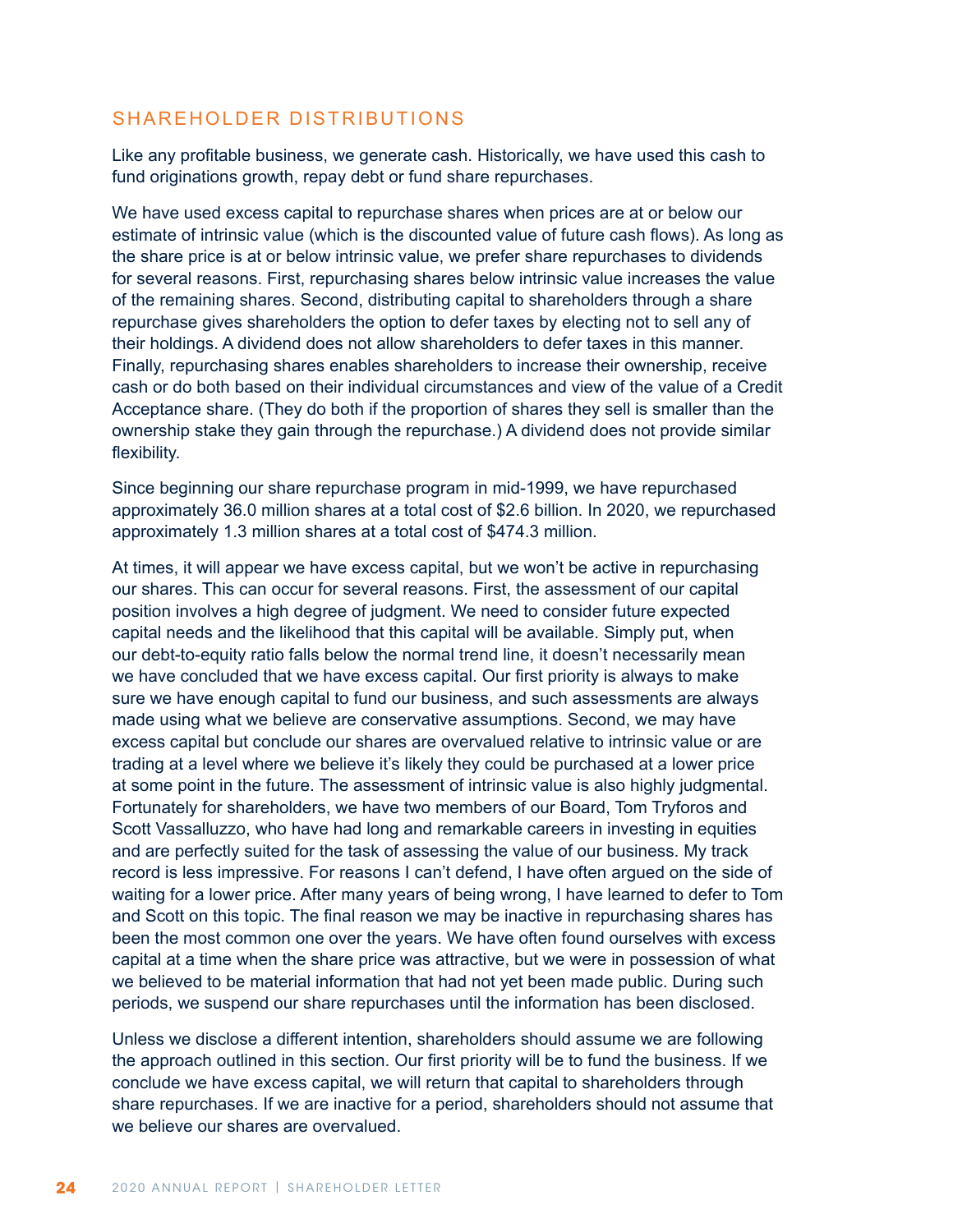## SHAREHOLDER DISTRIBUTIONS

Like any profitable business, we generate cash. Historically, we have used this cash to fund originations growth, repay debt or fund share repurchases.

We have used excess capital to repurchase shares when prices are at or below our estimate of intrinsic value (which is the discounted value of future cash flows). As long as the share price is at or below intrinsic value, we prefer share repurchases to dividends for several reasons. First, repurchasing shares below intrinsic value increases the value of the remaining shares. Second, distributing capital to shareholders through a share repurchase gives shareholders the option to defer taxes by electing not to sell any of their holdings. A dividend does not allow shareholders to defer taxes in this manner. Finally, repurchasing shares enables shareholders to increase their ownership, receive cash or do both based on their individual circumstances and view of the value of a Credit Acceptance share. (They do both if the proportion of shares they sell is smaller than the ownership stake they gain through the repurchase.) A dividend does not provide similar flexibility.

Since beginning our share repurchase program in mid-1999, we have repurchased approximately 36.0 million shares at a total cost of $2.6 billion. In 2020, we repurchased approximately 1.3 million shares at a total cost of $474.3 million.

At times, it will appear we have excess capital, but we won't be active in repurchasing our shares. This can occur for several reasons. First, the assessment of our capital position involves a high degree of judgment. We need to consider future expected capital needs and the likelihood that this capital will be available. Simply put, when our debt-to-equity ratio falls below the normal trend line, it doesn't necessarily mean we have concluded that we have excess capital. Our first priority is always to make sure we have enough capital to fund our business, and such assessments are always made using what we believe are conservative assumptions. Second, we may have excess capital but conclude our shares are overvalued relative to intrinsic value or are trading at a level where we believe it's likely they could be purchased at a lower price at some point in the future. The assessment of intrinsic value is also highly judgmental. Fortunately for shareholders, we have two members of our Board, Tom Tryforos and Scott Vassalluzzo, who have had long and remarkable careers in investing in equities and are perfectly suited for the task of assessing the value of our business. My track record is less impressive. For reasons I can't defend, I have often argued on the side of waiting for a lower price. After many years of being wrong, I have learned to defer to Tom and Scott on this topic. The final reason we may be inactive in repurchasing shares has been the most common one over the years. We have often found ourselves with excess capital at a time when the share price was attractive, but we were in possession of what we believed to be material information that had not yet been made public. During such periods, we suspend our share repurchases until the information has been disclosed.

Unless we disclose a different intention, shareholders should assume we are following the approach outlined in this section. Our first priority will be to fund the business. If we conclude we have excess capital, we will return that capital to shareholders through share repurchases. If we are inactive for a period, shareholders should not assume that we believe our shares are overvalued.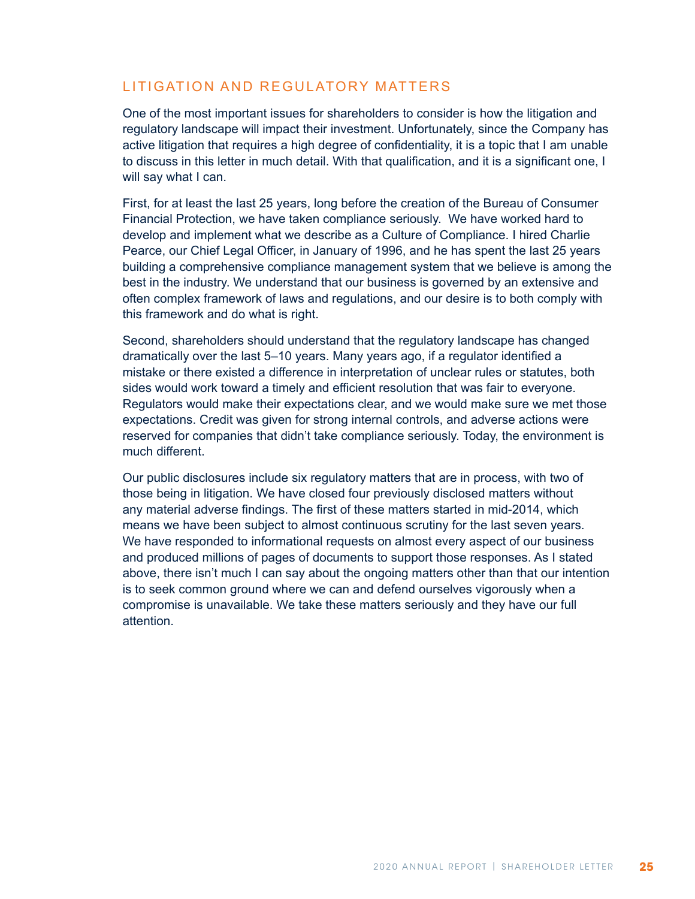## LITIGATION AND REGULATORY MATTERS

One of the most important issues for shareholders to consider is how the litigation and regulatory landscape will impact their investment. Unfortunately, since the Company has active litigation that requires a high degree of confidentiality, it is a topic that I am unable to discuss in this letter in much detail. With that qualification, and it is a significant one, I will say what I can.

First, for at least the last 25 years, long before the creation of the Bureau of Consumer Financial Protection, we have taken compliance seriously. We have worked hard to develop and implement what we describe as a Culture of Compliance. I hired Charlie Pearce, our Chief Legal Officer, in January of 1996, and he has spent the last 25 years building a comprehensive compliance management system that we believe is among the best in the industry. We understand that our business is governed by an extensive and often complex framework of laws and regulations, and our desire is to both comply with this framework and do what is right.

Second, shareholders should understand that the regulatory landscape has changed dramatically over the last 5–10 years. Many years ago, if a regulator identified a mistake or there existed a difference in interpretation of unclear rules or statutes, both sides would work toward a timely and efficient resolution that was fair to everyone. Regulators would make their expectations clear, and we would make sure we met those expectations. Credit was given for strong internal controls, and adverse actions were reserved for companies that didn't take compliance seriously. Today, the environment is much different.

Our public disclosures include six regulatory matters that are in process, with two of those being in litigation. We have closed four previously disclosed matters without any material adverse findings. The first of these matters started in mid-2014, which means we have been subject to almost continuous scrutiny for the last seven years. We have responded to informational requests on almost every aspect of our business and produced millions of pages of documents to support those responses. As I stated above, there isn't much I can say about the ongoing matters other than that our intention is to seek common ground where we can and defend ourselves vigorously when a compromise is unavailable. We take these matters seriously and they have our full attention.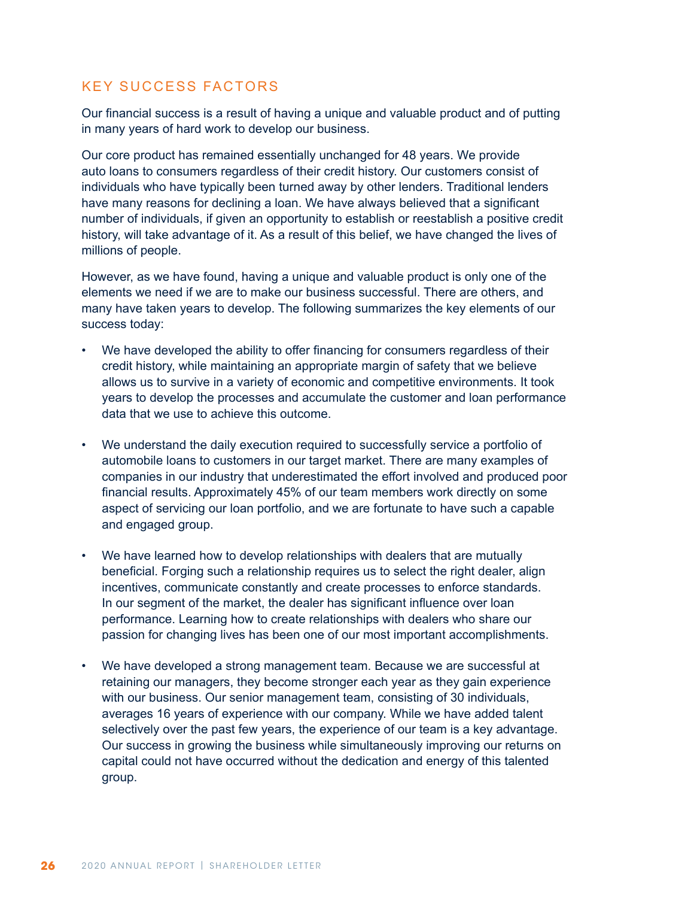## KEY SUCCESS FACTORS

Our financial success is a result of having a unique and valuable product and of putting in many years of hard work to develop our business.

Our core product has remained essentially unchanged for 48 years. We provide auto loans to consumers regardless of their credit history. Our customers consist of individuals who have typically been turned away by other lenders. Traditional lenders have many reasons for declining a loan. We have always believed that a significant number of individuals, if given an opportunity to establish or reestablish a positive credit history, will take advantage of it. As a result of this belief, we have changed the lives of millions of people.

However, as we have found, having a unique and valuable product is only one of the elements we need if we are to make our business successful. There are others, and many have taken years to develop. The following summarizes the key elements of our success today:

- We have developed the ability to offer financing for consumers regardless of their credit history, while maintaining an appropriate margin of safety that we believe allows us to survive in a variety of economic and competitive environments. It took years to develop the processes and accumulate the customer and loan performance data that we use to achieve this outcome.

- We understand the daily execution required to successfully service a portfolio of automobile loans to customers in our target market. There are many examples of companies in our industry that underestimated the effort involved and produced poor financial results. Approximately 45% of our team members work directly on some aspect of servicing our loan portfolio, and we are fortunate to have such a capable and engaged group.

- We have learned how to develop relationships with dealers that are mutually beneficial. Forging such a relationship requires us to select the right dealer, align incentives, communicate constantly and create processes to enforce standards. In our segment of the market, the dealer has significant influence over loan performance. Learning how to create relationships with dealers who share our passion for changing lives has been one of our most important accomplishments.

- We have developed a strong management team. Because we are successful at retaining our managers, they become stronger each year as they gain experience with our business. Our senior management team, consisting of 30 individuals, averages 16 years of experience with our company. While we have added talent selectively over the past few years, the experience of our team is a key advantage. Our success in growing the business while simultaneously improving our returns on capital could not have occurred without the dedication and energy of this talented group.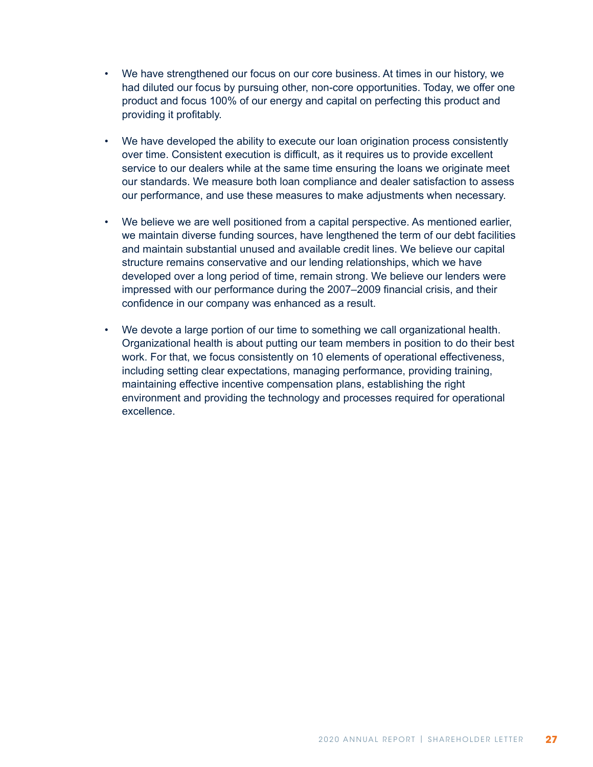- We have strengthened our focus on our core business. At times in our history, we had diluted our focus by pursuing other, non-core opportunities. Today, we offer one product and focus 100% of our energy and capital on perfecting this product and providing it profitably.

- We have developed the ability to execute our loan origination process consistently over time. Consistent execution is difficult, as it requires us to provide excellent service to our dealers while at the same time ensuring the loans we originate meet our standards. We measure both loan compliance and dealer satisfaction to assess our performance, and use these measures to make adjustments when necessary.

- We believe we are well positioned from a capital perspective. As mentioned earlier, we maintain diverse funding sources, have lengthened the term of our debt facilities and maintain substantial unused and available credit lines. We believe our capital structure remains conservative and our lending relationships, which we have developed over a long period of time, remain strong. We believe our lenders were impressed with our performance during the 2007–2009 financial crisis, and their confidence in our company was enhanced as a result.

- We devote a large portion of our time to something we call organizational health. Organizational health is about putting our team members in position to do their best work. For that, we focus consistently on 10 elements of operational effectiveness, including setting clear expectations, managing performance, providing training, maintaining effective incentive compensation plans, establishing the right environment and providing the technology and processes required for operational excellence.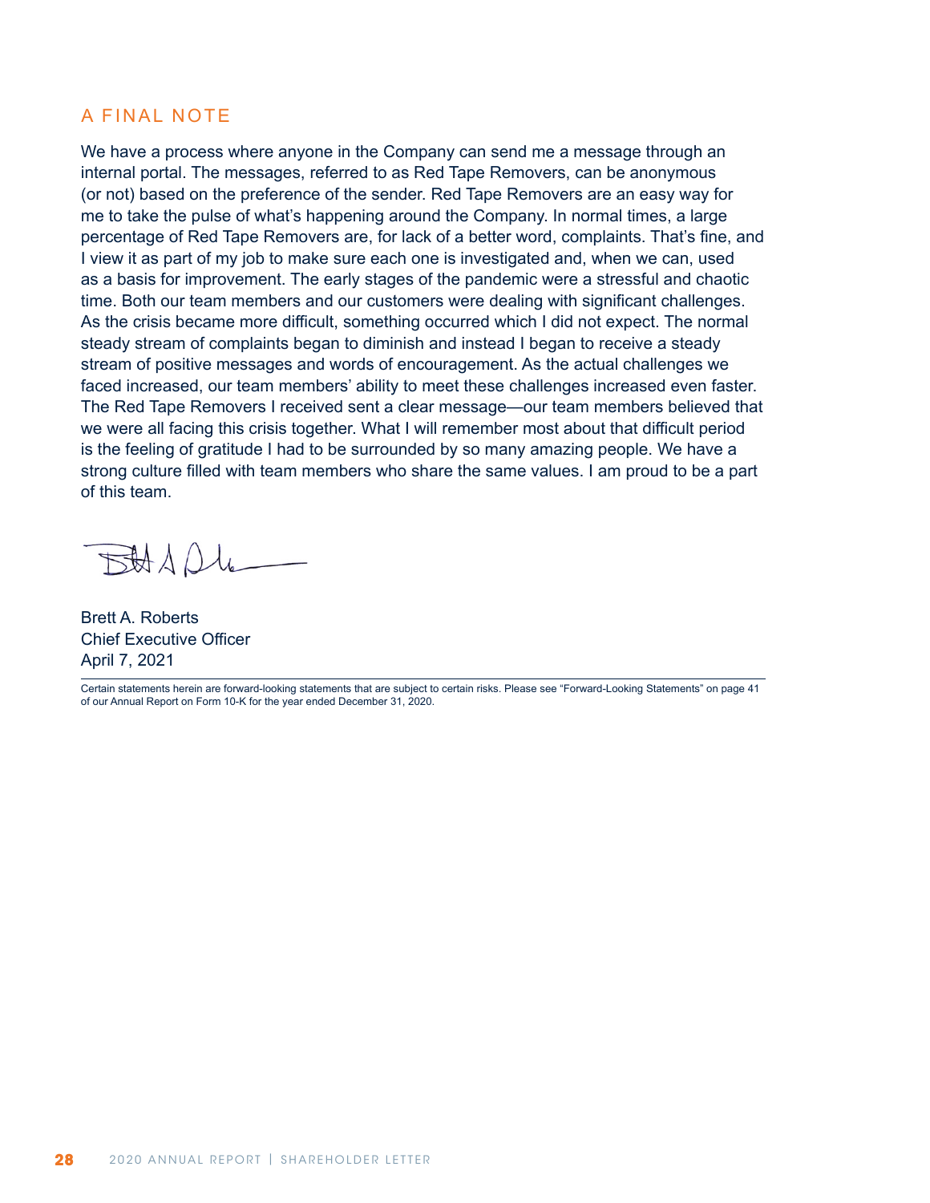## A FINAL NOTE

We have a process where anyone in the Company can send me a message through an internal portal. The messages, referred to as Red Tape Removers, can be anonymous (or not) based on the preference of the sender. Red Tape Removers are an easy way for me to take the pulse of what's happening around the Company. In normal times, a large percentage of Red Tape Removers are, for lack of a better word, complaints. That's fine, and I view it as part of my job to make sure each one is investigated and, when we can, used as a basis for improvement. The early stages of the pandemic were a stressful and chaotic time. Both our team members and our customers were dealing with significant challenges. As the crisis became more difficult, something occurred which I did not expect. The normal steady stream of complaints began to diminish and instead I began to receive a steady stream of positive messages and words of encouragement. As the actual challenges we faced increased, our team members' ability to meet these challenges increased even faster. The Red Tape Removers I received sent a clear message—our team members believed that we were all facing this crisis together. What I will remember most about that difficult period is the feeling of gratitude I had to be surrounded by so many amazing people. We have a strong culture filled with team members who share the same values. I am proud to be a part of this team.

Brett A. Roberts
Chief Executive Officer
April 7, 2021

Certain statements herein are forward-looking statements that are subject to certain risks. Please see "Forward-Looking Statements" on page 41 of our Annual Report on Form 10-K for the year ended December 31, 2020.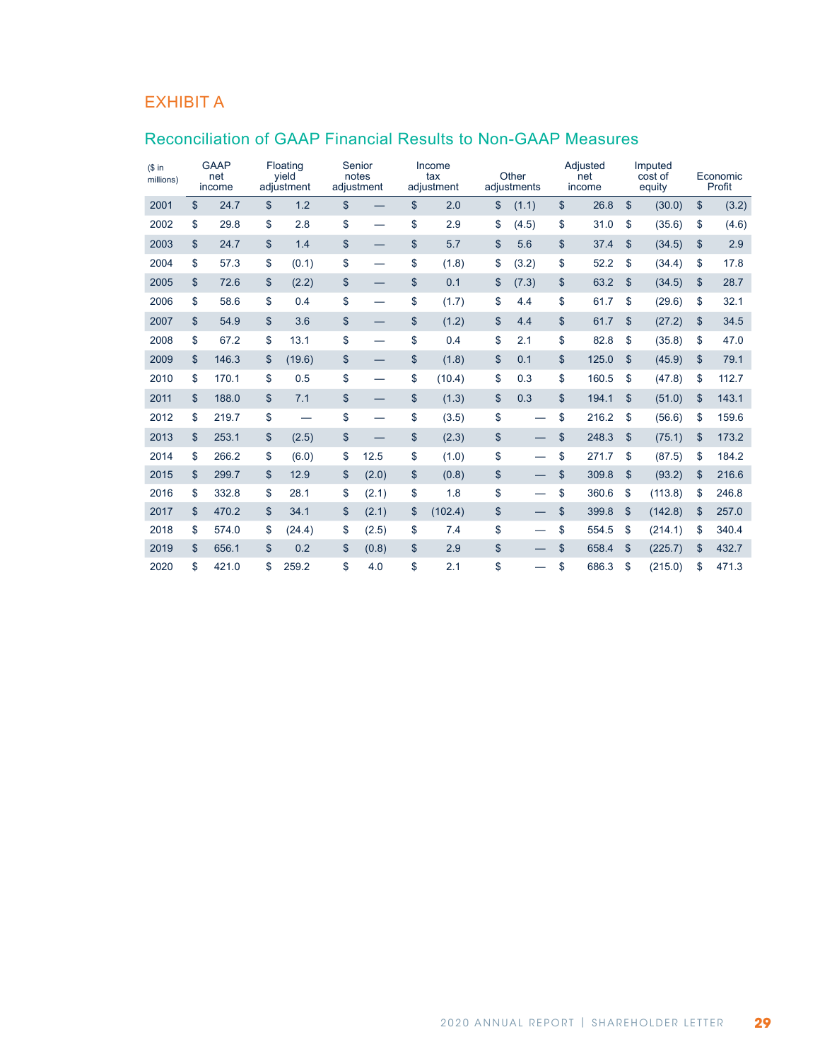## EXHIBIT A

## Reconciliation of GAAP Financial Results to Non-GAAP Measures

| ($ in millions) | GAAP net income | Floating yield adjustment | Senior notes adjustment | Income tax adjustment | Other adjustments | Adjusted net income | Imputed cost of equity | Economic Profit |
|---|---|---|---|---|---|---|---|---|
| 2001 | $ 24.7 | $ 1.2 | $ — | $ 2.0 | $ (1.1) | $ 26.8 | $ (30.0) | $ (3.2) |
| 2002 | $ 29.8 | $ 2.8 | $ — | $ 2.9 | $ (4.5) | $ 31.0 | $ (35.6) | $ (4.6) |
| 2003 | $ 24.7 | $ 1.4 | $ — | $ 5.7 | $ 5.6 | $ 37.4 | $ (34.5) | $ 2.9 |
| 2004 | $ 57.3 | $ (0.1) | $ — | $ (1.8) | $ (3.2) | $ 52.2 | $ (34.4) | $ 17.8 |
| 2005 | $ 72.6 | $ (2.2) | $ — | $ 0.1 | $ (7.3) | $ 63.2 | $ (34.5) | $ 28.7 |
| 2006 | $ 58.6 | $ 0.4 | $ — | $ (1.7) | $ 4.4 | $ 61.7 | $ (29.6) | $ 32.1 |
| 2007 | $ 54.9 | $ 3.6 | $ — | $ (1.2) | $ 4.4 | $ 61.7 | $ (27.2) | $ 34.5 |
| 2008 | $ 67.2 | $ 13.1 | $ — | $ 0.4 | $ 2.1 | $ 82.8 | $ (35.8) | $ 47.0 |
| 2009 | $ 146.3 | $ (19.6) | $ — | $ (1.8) | $ 0.1 | $ 125.0 | $ (45.9) | $ 79.1 |
| 2010 | $ 170.1 | $ 0.5 | $ — | $ (10.4) | $ 0.3 | $ 160.5 | $ (47.8) | $ 112.7 |
| 2011 | $ 188.0 | $ 7.1 | $ — | $ (1.3) | $ 0.3 | $ 194.1 | $ (51.0) | $ 143.1 |
| 2012 | $ 219.7 | $ — | $ — | $ (3.5) | $ — | $ 216.2 | $ (56.6) | $ 159.6 |
| 2013 | $ 253.1 | $ (2.5) | $ — | $ (2.3) | $ — | $ 248.3 | $ (75.1) | $ 173.2 |
| 2014 | $ 266.2 | $ (6.0) | $ 12.5 | $ (1.0) | $ — | $ 271.7 | $ (87.5) | $ 184.2 |
| 2015 | $ 299.7 | $ 12.9 | $ (2.0) | $ (0.8) | $ — | $ 309.8 | $ (93.2) | $ 216.6 |
| 2016 | $ 332.8 | $ 28.1 | $ (2.1) | $ 1.8 | $ — | $ 360.6 | $ (113.8) | $ 246.8 |
| 2017 | $ 470.2 | $ 34.1 | $ (2.1) | $ (102.4) | $ — | $ 399.8 | $ (142.8) | $ 257.0 |
| 2018 | $ 574.0 | $ (24.4) | $ (2.5) | $ 7.4 | $ — | $ 554.5 | $ (214.1) | $ 340.4 |
| 2019 | $ 656.1 | $ 0.2 | $ (0.8) | $ 2.9 | $ — | $ 658.4 | $ (225.7) | $ 432.7 |
| 2020 | $ 421.0 | $ 259.2 | $ 4.0 | $ 2.1 | $ — | $ 686.3 | $ (215.0) | $ 471.3 |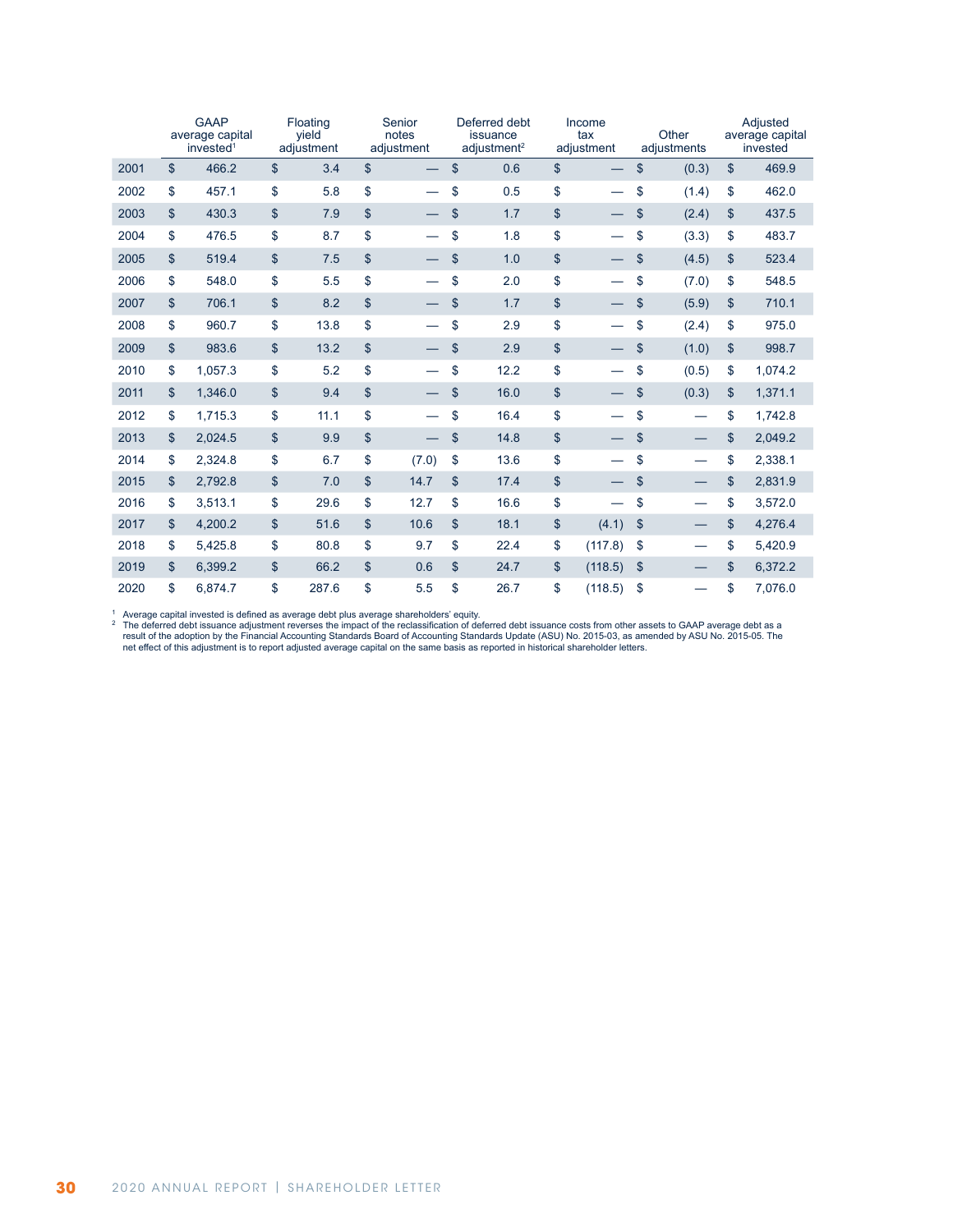| | GAAP average capital invested[1] | Floating yield adjustment | Senior notes adjustment | Deferred debt issuance adjustment[2] | Income tax adjustment | Other adjustments | Adjusted average capital invested |
|---|---|---|---|---|---|---|---|
| 2001 | $ 466.2 | $ 3.4 | $ — | $ 0.6 | $ — | $ (0.3) | $ 469.9 |
| 2002 | $ 457.1 | $ 5.8 | $ — | $ 0.5 | $ — | $ (1.4) | $ 462.0 |
| 2003 | $ 430.3 | $ 7.9 | $ — | $ 1.7 | $ — | $ (2.4) | $ 437.5 |
| 2004 | $ 476.5 | $ 8.7 | $ — | $ 1.8 | $ — | $ (3.3) | $ 483.7 |
| 2005 | $ 519.4 | $ 7.5 | $ — | $ 1.0 | $ — | $ (4.5) | $ 523.4 |
| 2006 | $ 548.0 | $ 5.5 | $ — | $ 2.0 | $ — | $ (7.0) | $ 548.5 |
| 2007 | $ 706.1 | $ 8.2 | $ — | $ 1.7 | $ — | $ (5.9) | $ 710.1 |
| 2008 | $ 960.7 | $ 13.8 | $ — | $ 2.9 | $ — | $ (2.4) | $ 975.0 |
| 2009 | $ 983.6 | $ 13.2 | $ — | $ 2.9 | $ — | $ (1.0) | $ 998.7 |
| 2010 | $ 1,057.3 | $ 5.2 | $ — | $ 12.2 | $ — | $ (0.5) | $ 1,074.2 |
| 2011 | $ 1,346.0 | $ 9.4 | $ — | $ 16.0 | $ — | $ (0.3) | $ 1,371.1 |
| 2012 | $ 1,715.3 | $ 11.1 | $ — | $ 16.4 | $ — | $ — | $ 1,742.8 |
| 2013 | $ 2,024.5 | $ 9.9 | $ — | $ 14.8 | $ — | $ — | $ 2,049.2 |
| 2014 | $ 2,324.8 | $ 6.7 | $ (7.0) | $ 13.6 | $ — | $ — | $ 2,338.1 |
| 2015 | $ 2,792.8 | $ 7.0 | $ 14.7 | $ 17.4 | $ — | $ — | $ 2,831.9 |
| 2016 | $ 3,513.1 | $ 29.6 | $ 12.7 | $ 16.6 | $ — | $ — | $ 3,572.0 |
| 2017 | $ 4,200.2 | $ 51.6 | $ 10.6 | $ 18.1 | $ (4.1) | $ — | $ 4,276.4 |
| 2018 | $ 5,425.8 | $ 80.8 | $ 9.7 | $ 22.4 | $ (117.8) | $ — | $ 5,420.9 |
| 2019 | $ 6,399.2 | $ 66.2 | $ 0.6 | $ 24.7 | $ (118.5) | $ — | $ 6,372.2 |
| 2020 | $ 6,874.7 | $ 287.6 | $ 5.5 | $ 26.7 | $ (118.5) | $ — | $ 7,076.0 |

[1] Average capital invested is defined as average debt plus average shareholders' equity.
[2] The deferred debt issuance adjustment reverses the impact of the reclassification of deferred debt issuance costs from other assets to GAAP average debt as a result of the adoption by the Financial Accounting Standards Board of Accounting Standards Update (ASU) No. 2015-03, as amended by ASU No. 2015-05. The net effect of this adjustment is to report adjusted average capital on the same basis as reported in historical shareholder letters.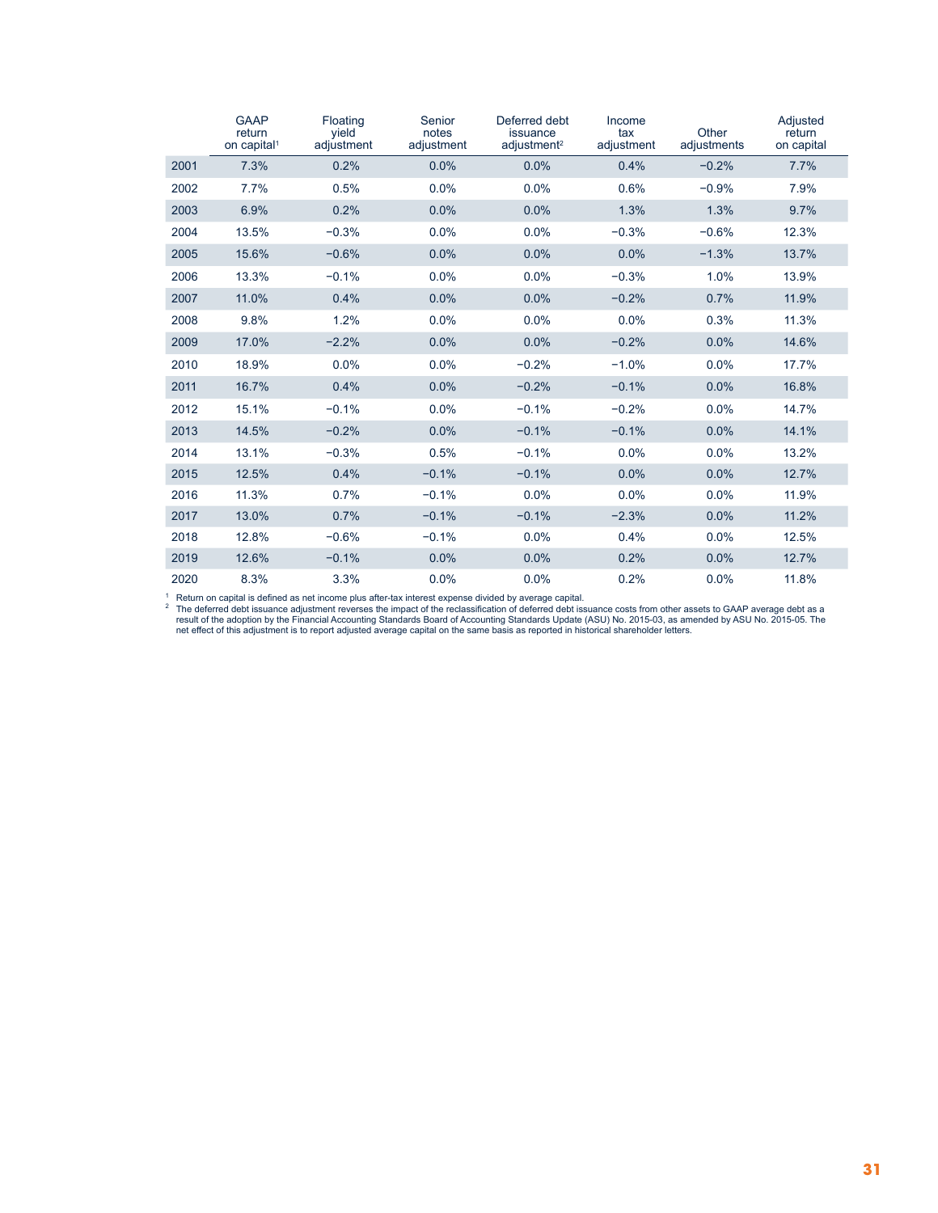| | GAAP return on capital[1] | Floating yield adjustment | Senior notes adjustment | Deferred debt issuance adjustment[2] | Income tax adjustment | Other adjustments | Adjusted return on capital |
|---|---|---|---|---|---|---|---|
| 2001 | 7.3% | 0.2% | 0.0% | 0.0% | 0.4% | −0.2% | 7.7% |
| 2002 | 7.7% | 0.5% | 0.0% | 0.0% | 0.6% | −0.9% | 7.9% |
| 2003 | 6.9% | 0.2% | 0.0% | 0.0% | 1.3% | 1.3% | 9.7% |
| 2004 | 13.5% | −0.3% | 0.0% | 0.0% | −0.3% | −0.6% | 12.3% |
| 2005 | 15.6% | −0.6% | 0.0% | 0.0% | 0.0% | −1.3% | 13.7% |
| 2006 | 13.3% | −0.1% | 0.0% | 0.0% | −0.3% | 1.0% | 13.9% |
| 2007 | 11.0% | 0.4% | 0.0% | 0.0% | −0.2% | 0.7% | 11.9% |
| 2008 | 9.8% | 1.2% | 0.0% | 0.0% | 0.0% | 0.3% | 11.3% |
| 2009 | 17.0% | −2.2% | 0.0% | 0.0% | −0.2% | 0.0% | 14.6% |
| 2010 | 18.9% | 0.0% | 0.0% | −0.2% | −1.0% | 0.0% | 17.7% |
| 2011 | 16.7% | 0.4% | 0.0% | −0.2% | −0.1% | 0.0% | 16.8% |
| 2012 | 15.1% | −0.1% | 0.0% | −0.1% | −0.2% | 0.0% | 14.7% |
| 2013 | 14.5% | −0.2% | 0.0% | −0.1% | −0.1% | 0.0% | 14.1% |
| 2014 | 13.1% | −0.3% | 0.5% | −0.1% | 0.0% | 0.0% | 13.2% |
| 2015 | 12.5% | 0.4% | −0.1% | −0.1% | 0.0% | 0.0% | 12.7% |
| 2016 | 11.3% | 0.7% | −0.1% | 0.0% | 0.0% | 0.0% | 11.9% |
| 2017 | 13.0% | 0.7% | −0.1% | −0.1% | −2.3% | 0.0% | 11.2% |
| 2018 | 12.8% | −0.6% | −0.1% | 0.0% | 0.4% | 0.0% | 12.5% |
| 2019 | 12.6% | −0.1% | 0.0% | 0.0% | 0.2% | 0.0% | 12.7% |
| 2020 | 8.3% | 3.3% | 0.0% | 0.0% | 0.2% | 0.0% | 11.8% |

[1] Return on capital is defined as net income plus after-tax interest expense divided by average capital.

[2] The deferred debt issuance adjustment reverses the impact of the reclassification of deferred debt issuance costs from other assets to GAAP average debt as a result of the adoption by the Financial Accounting Standards Board of Accounting Standards Update (ASU) No. 2015-03, as amended by ASU No. 2015-05. The net effect of this adjustment is to report adjusted average capital on the same basis as reported in historical shareholder letters.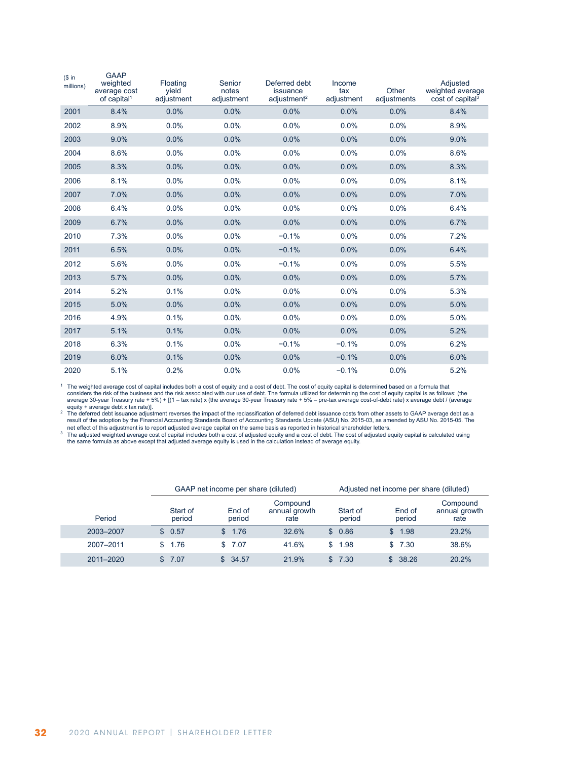| ($ in millions) | GAAP weighted average cost of capital[1] | Floating yield adjustment | Senior notes adjustment | Deferred debt issuance adjustment[2] | Income tax adjustment | Other adjustments | Adjusted weighted average cost of capital[3] |
|---|---|---|---|---|---|---|---|
| 2001 | 8.4% | 0.0% | 0.0% | 0.0% | 0.0% | 0.0% | 8.4% |
| 2002 | 8.9% | 0.0% | 0.0% | 0.0% | 0.0% | 0.0% | 8.9% |
| 2003 | 9.0% | 0.0% | 0.0% | 0.0% | 0.0% | 0.0% | 9.0% |
| 2004 | 8.6% | 0.0% | 0.0% | 0.0% | 0.0% | 0.0% | 8.6% |
| 2005 | 8.3% | 0.0% | 0.0% | 0.0% | 0.0% | 0.0% | 8.3% |
| 2006 | 8.1% | 0.0% | 0.0% | 0.0% | 0.0% | 0.0% | 8.1% |
| 2007 | 7.0% | 0.0% | 0.0% | 0.0% | 0.0% | 0.0% | 7.0% |
| 2008 | 6.4% | 0.0% | 0.0% | 0.0% | 0.0% | 0.0% | 6.4% |
| 2009 | 6.7% | 0.0% | 0.0% | 0.0% | 0.0% | 0.0% | 6.7% |
| 2010 | 7.3% | 0.0% | 0.0% | −0.1% | 0.0% | 0.0% | 7.2% |
| 2011 | 6.5% | 0.0% | 0.0% | −0.1% | 0.0% | 0.0% | 6.4% |
| 2012 | 5.6% | 0.0% | 0.0% | −0.1% | 0.0% | 0.0% | 5.5% |
| 2013 | 5.7% | 0.0% | 0.0% | 0.0% | 0.0% | 0.0% | 5.7% |
| 2014 | 5.2% | 0.1% | 0.0% | 0.0% | 0.0% | 0.0% | 5.3% |
| 2015 | 5.0% | 0.0% | 0.0% | 0.0% | 0.0% | 0.0% | 5.0% |
| 2016 | 4.9% | 0.1% | 0.0% | 0.0% | 0.0% | 0.0% | 5.0% |
| 2017 | 5.1% | 0.1% | 0.0% | 0.0% | 0.0% | 0.0% | 5.2% |
| 2018 | 6.3% | 0.1% | 0.0% | −0.1% | −0.1% | 0.0% | 6.2% |
| 2019 | 6.0% | 0.1% | 0.0% | 0.0% | −0.1% | 0.0% | 6.0% |
| 2020 | 5.1% | 0.2% | 0.0% | 0.0% | −0.1% | 0.0% | 5.2% |

[1] The weighted average cost of capital includes both a cost of equity and a cost of debt. The cost of equity capital is determined based on a formula that considers the risk of the business and the risk associated with our use of debt. The formula utilized for determining the cost of equity capital is as follows: (the average 30-year Treasury rate + 5%) + [(1 – tax rate) x (the average 30-year Treasury rate + 5% – pre-tax average cost-of-debt rate) x average debt / (average equity + average debt x tax rate)].

[2] The deferred debt issuance adjustment reverses the impact of the reclassification of deferred debt issuance costs from other assets to GAAP average debt as a result of the adoption by the Financial Accounting Standards Board of Accounting Standards Update (ASU) No. 2015-03, as amended by ASU No. 2015-05. The net effect of this adjustment is to report adjusted average capital on the same basis as reported in historical shareholder letters.

[3] The adjusted weighted average cost of capital includes both a cost of adjusted equity and a cost of debt. The cost of adjusted equity capital is calculated using the same formula as above except that adjusted average equity is used in the calculation instead of average equity.

| | GAAP net income per share (diluted) | | | Adjusted net income per share (diluted) | | |
|---|---|---|---|---|---|---|
| Period | Start of period | End of period | Compound annual growth rate | Start of period | End of period | Compound annual growth rate |
| 2003–2007 | $ 0.57 | $ 1.76 | 32.6% | $ 0.86 | $ 1.98 | 23.2% |
| 2007–2011 | $ 1.76 | $ 7.07 | 41.6% | $ 1.98 | $ 7.30 | 38.6% |
| 2011–2020 | $ 7.07 | $ 34.57 | 21.9% | $ 7.30 | $ 38.26 | 20.2% |